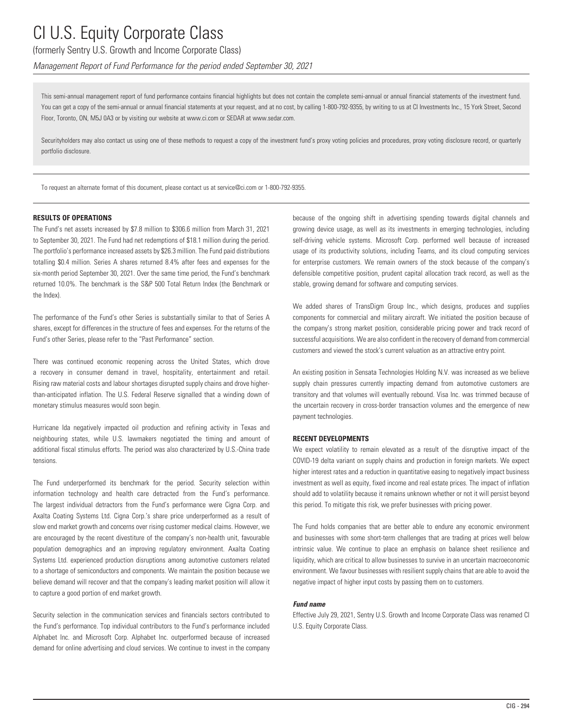# CI U.S. Equity Corporate Class

(formerly Sentry U.S. Growth and Income Corporate Class)

*Management Report of Fund Performance for the period ended September 30, 2021*

This semi-annual management report of fund performance contains financial highlights but does not contain the complete semi-annual or annual financial statements of the investment fund. You can get a copy of the semi-annual or annual financial statements at your request, and at no cost, by calling 1-800-792-9355, by writing to us at CI Investments Inc., 15 York Street, Second Floor, Toronto, ON, M5J 0A3 or by visiting our website at www.ci.com or SEDAR at www.sedar.com.

Securityholders may also contact us using one of these methods to request a copy of the investment fund's proxy voting policies and procedures, proxy voting disclosure record, or quarterly portfolio disclosure.

To request an alternate format of this document, please contact us at service@ci.com or 1-800-792-9355.

## RESULTS OF OPERATIONS

The Fund's net assets increased by $7.8 million to $306.6 million from March 31, 2021 to September 30, 2021. The Fund had net redemptions of $18.1 million during the period. The portfolio's performance increased assets by $26.3 million. The Fund paid distributions totalling $0.4 million. Series A shares returned 8.4% after fees and expenses for the six-month period September 30, 2021. Over the same time period, the Fund's benchmark returned 10.0%. The benchmark is the S&P 500 Total Return Index (the Benchmark or the Index).

The performance of the Fund's other Series is substantially similar to that of Series A shares, except for differences in the structure of fees and expenses. For the returns of the Fund's other Series, please refer to the "Past Performance" section.

There was continued economic reopening across the United States, which drove a recovery in consumer demand in travel, hospitality, entertainment and retail. Rising raw material costs and labour shortages disrupted supply chains and drove higher-than-anticipated inflation. The U.S. Federal Reserve signalled that a winding down of monetary stimulus measures would soon begin.

Hurricane Ida negatively impacted oil production and refining activity in Texas and neighbouring states, while U.S. lawmakers negotiated the timing and amount of additional fiscal stimulus efforts. The period was also characterized by U.S.-China trade tensions.

The Fund underperformed its benchmark for the period. Security selection within information technology and health care detracted from the Fund's performance. The largest individual detractors from the Fund's performance were Cigna Corp. and Axalta Coating Systems Ltd. Cigna Corp.'s share price underperformed as a result of slow end market growth and concerns over rising customer medical claims. However, we are encouraged by the recent divestiture of the company's non-health unit, favourable population demographics and an improving regulatory environment. Axalta Coating Systems Ltd. experienced production disruptions among automotive customers related to a shortage of semiconductors and components. We maintain the position because we believe demand will recover and that the company's leading market position will allow it to capture a good portion of end market growth.

Security selection in the communication services and financials sectors contributed to the Fund's performance. Top individual contributors to the Fund's performance included Alphabet Inc. and Microsoft Corp. Alphabet Inc. outperformed because of increased demand for online advertising and cloud services. We continue to invest in the company because of the ongoing shift in advertising spending towards digital channels and growing device usage, as well as its investments in emerging technologies, including self-driving vehicle systems. Microsoft Corp. performed well because of increased usage of its productivity solutions, including Teams, and its cloud computing services for enterprise customers. We remain owners of the stock because of the company's defensible competitive position, prudent capital allocation track record, as well as the stable, growing demand for software and computing services.

We added shares of TransDigm Group Inc., which designs, produces and supplies components for commercial and military aircraft. We initiated the position because of the company's strong market position, considerable pricing power and track record of successful acquisitions. We are also confident in the recovery of demand from commercial customers and viewed the stock's current valuation as an attractive entry point.

An existing position in Sensata Technologies Holding N.V. was increased as we believe supply chain pressures currently impacting demand from automotive customers are transitory and that volumes will eventually rebound. Visa Inc. was trimmed because of the uncertain recovery in cross-border transaction volumes and the emergence of new payment technologies.

## RECENT DEVELOPMENTS

We expect volatility to remain elevated as a result of the disruptive impact of the COVID-19 delta variant on supply chains and production in foreign markets. We expect higher interest rates and a reduction in quantitative easing to negatively impact business investment as well as equity, fixed income and real estate prices. The impact of inflation should add to volatility because it remains unknown whether or not it will persist beyond this period. To mitigate this risk, we prefer businesses with pricing power.

The Fund holds companies that are better able to endure any economic environment and businesses with some short-term challenges that are trading at prices well below intrinsic value. We continue to place an emphasis on balance sheet resilience and liquidity, which are critical to allow businesses to survive in an uncertain macroeconomic environment. We favour businesses with resilient supply chains that are able to avoid the negative impact of higher input costs by passing them on to customers.

### *Fund name*

Effective July 29, 2021, Sentry U.S. Growth and Income Corporate Class was renamed CI U.S. Equity Corporate Class.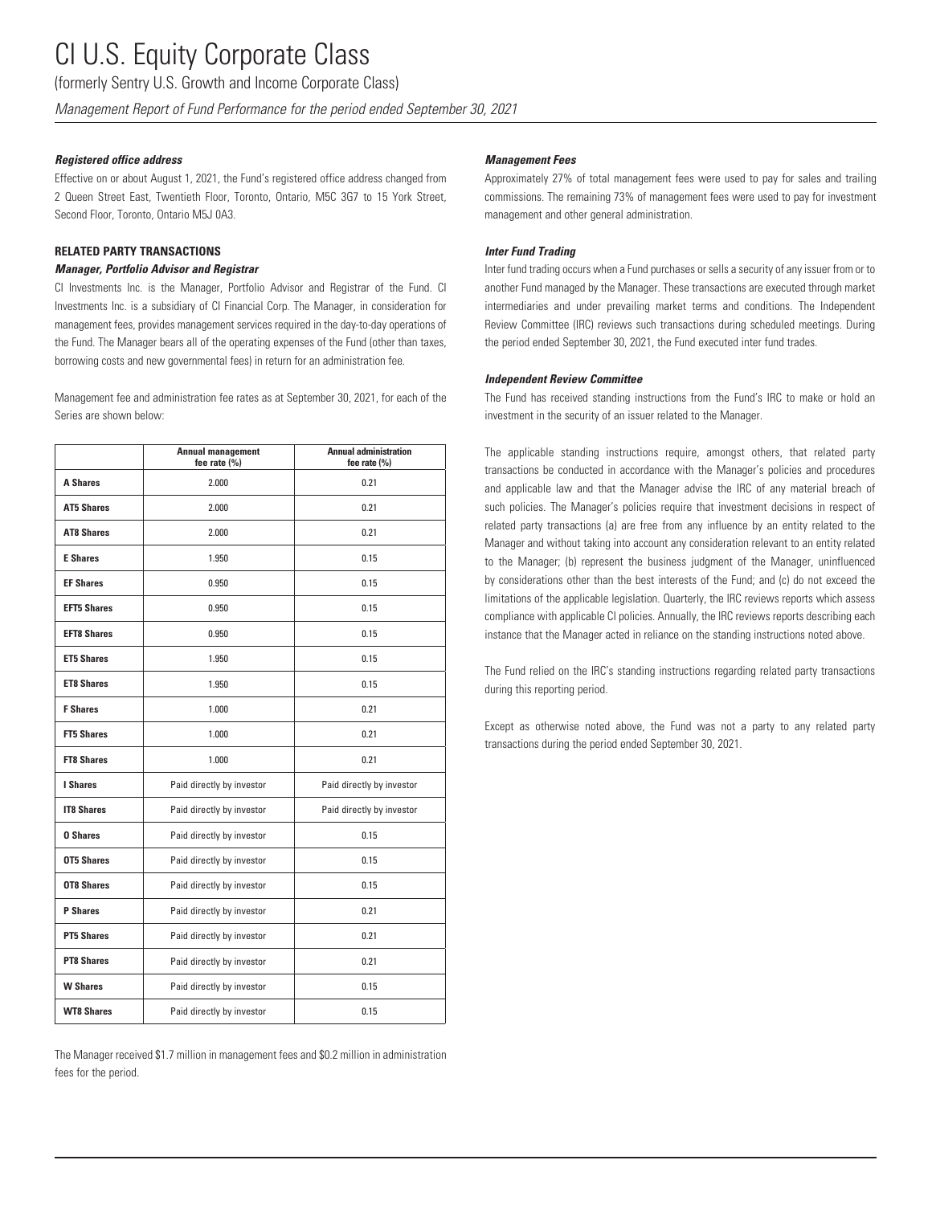***Registered office address***

Effective on or about August 1, 2021, the Fund's registered office address changed from 2 Queen Street East, Twentieth Floor, Toronto, Ontario, M5C 3G7 to 15 York Street, Second Floor, Toronto, Ontario M5J 0A3.

**RELATED PARTY TRANSACTIONS**

***Manager, Portfolio Advisor and Registrar***

CI Investments Inc. is the Manager, Portfolio Advisor and Registrar of the Fund. CI Investments Inc. is a subsidiary of CI Financial Corp. The Manager, in consideration for management fees, provides management services required in the day-to-day operations of the Fund. The Manager bears all of the operating expenses of the Fund (other than taxes, borrowing costs and new governmental fees) in return for an administration fee.

Management fee and administration fee rates as at September 30, 2021, for each of the Series are shown below:

| | Annual management fee rate (%) | Annual administration fee rate (%) |
|---|---|---|
| **A Shares** | 2.000 | 0.21 |
| **AT5 Shares** | 2.000 | 0.21 |
| **AT8 Shares** | 2.000 | 0.21 |
| **E Shares** | 1.950 | 0.15 |
| **EF Shares** | 0.950 | 0.15 |
| **EFT5 Shares** | 0.950 | 0.15 |
| **EFT8 Shares** | 0.950 | 0.15 |
| **ET5 Shares** | 1.950 | 0.15 |
| **ET8 Shares** | 1.950 | 0.15 |
| **F Shares** | 1.000 | 0.21 |
| **FT5 Shares** | 1.000 | 0.21 |
| **FT8 Shares** | 1.000 | 0.21 |
| **I Shares** | Paid directly by investor | Paid directly by investor |
| **IT8 Shares** | Paid directly by investor | Paid directly by investor |
| **O Shares** | Paid directly by investor | 0.15 |
| **OT5 Shares** | Paid directly by investor | 0.15 |
| **OT8 Shares** | Paid directly by investor | 0.15 |
| **P Shares** | Paid directly by investor | 0.21 |
| **PT5 Shares** | Paid directly by investor | 0.21 |
| **PT8 Shares** | Paid directly by investor | 0.21 |
| **W Shares** | Paid directly by investor | 0.15 |
| **WT8 Shares** | Paid directly by investor | 0.15 |

The Manager received $1.7 million in management fees and $0.2 million in administration fees for the period.

***Management Fees***

Approximately 27% of total management fees were used to pay for sales and trailing commissions. The remaining 73% of management fees were used to pay for investment management and other general administration.

***Inter Fund Trading***

Inter fund trading occurs when a Fund purchases or sells a security of any issuer from or to another Fund managed by the Manager. These transactions are executed through market intermediaries and under prevailing market terms and conditions. The Independent Review Committee (IRC) reviews such transactions during scheduled meetings. During the period ended September 30, 2021, the Fund executed inter fund trades.

***Independent Review Committee***

The Fund has received standing instructions from the Fund's IRC to make or hold an investment in the security of an issuer related to the Manager.

The applicable standing instructions require, amongst others, that related party transactions be conducted in accordance with the Manager's policies and procedures and applicable law and that the Manager advise the IRC of any material breach of such policies. The Manager's policies require that investment decisions in respect of related party transactions (a) are free from any influence by an entity related to the Manager and without taking into account any consideration relevant to an entity related to the Manager; (b) represent the business judgment of the Manager, uninfluenced by considerations other than the best interests of the Fund; and (c) do not exceed the limitations of the applicable legislation. Quarterly, the IRC reviews reports which assess compliance with applicable CI policies. Annually, the IRC reviews reports describing each instance that the Manager acted in reliance on the standing instructions noted above.

The Fund relied on the IRC's standing instructions regarding related party transactions during this reporting period.

Except as otherwise noted above, the Fund was not a party to any related party transactions during the period ended September 30, 2021.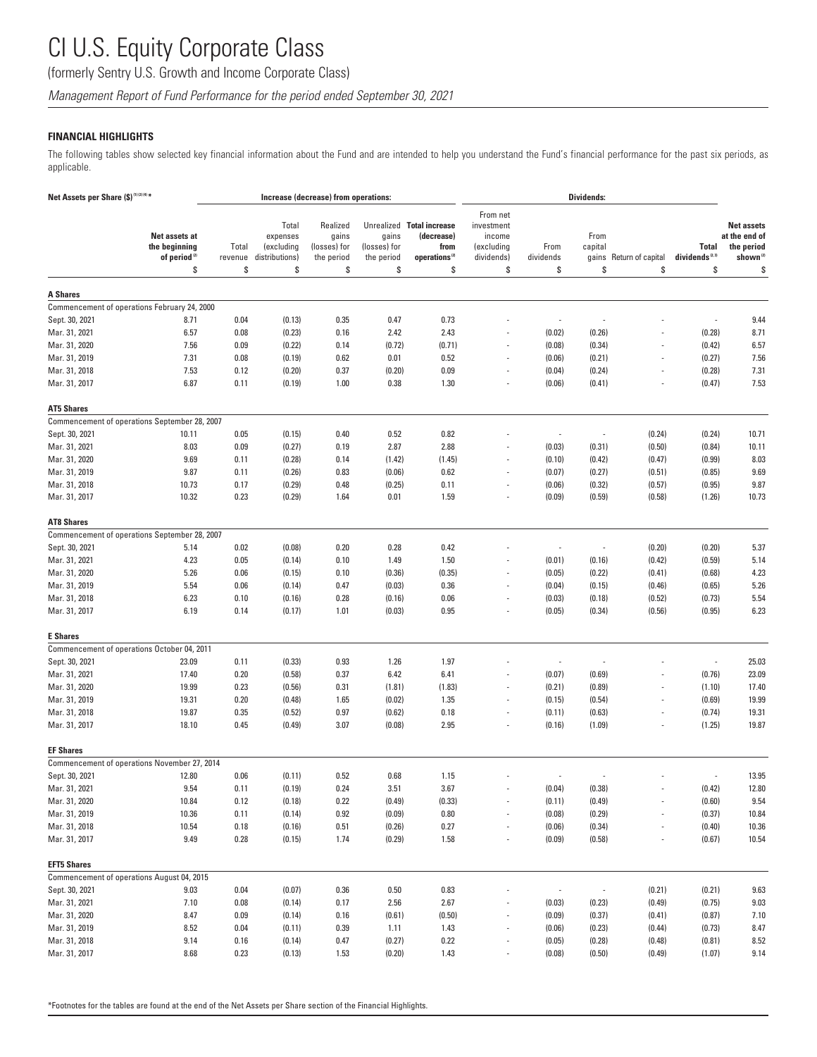# CI U.S. Equity Corporate Class

(formerly Sentry U.S. Growth and Income Corporate Class)

*Management Report of Fund Performance for the period ended September 30, 2021*

**FINANCIAL HIGHLIGHTS**

The following tables show selected key financial information about the Fund and are intended to help you understand the Fund's financial performance for the past six periods, as applicable.

| Net Assets per Share ($)[1][2][4]* | | Increase (decrease) from operations: | | | | | Dividends: | | | | | |
|---|---|---|---|---|---|---|---|---|---|---|---|---|
| | Net assets at the beginning of period[2] | Total revenue | Total expenses (excluding distributions) | Realized gains (losses) for the period | Unrealized gains (losses) for the period | Total increase (decrease) from operations[2] | From net investment income (excluding dividends) | From dividends | From capital gains | Return of capital | Total dividends[2,3] | Net assets at the end of the period shown[2] |
| | $ | $ | $ | $ | $ | $ | $ | $ | $ | $ | $ | $ |
| **A Shares** | | | | | | | | | | | | |
| Commencement of operations February 24, 2000 | | | | | | | | | | | | |
| Sept. 30, 2021 | 8.71 | 0.04 | (0.13) | 0.35 | 0.47 | 0.73 | - | - | - | - | - | 9.44 |
| Mar. 31, 2021 | 6.57 | 0.08 | (0.23) | 0.16 | 2.42 | 2.43 | - | (0.02) | (0.26) | - | (0.28) | 8.71 |
| Mar. 31, 2020 | 7.56 | 0.09 | (0.22) | 0.14 | (0.72) | (0.71) | - | (0.08) | (0.34) | - | (0.42) | 6.57 |
| Mar. 31, 2019 | 7.31 | 0.08 | (0.19) | 0.62 | 0.01 | 0.52 | - | (0.06) | (0.21) | - | (0.27) | 7.56 |
| Mar. 31, 2018 | 7.53 | 0.12 | (0.20) | 0.37 | (0.20) | 0.09 | - | (0.04) | (0.24) | - | (0.28) | 7.31 |
| Mar. 31, 2017 | 6.87 | 0.11 | (0.19) | 1.00 | 0.38 | 1.30 | - | (0.06) | (0.41) | - | (0.47) | 7.53 |
| **AT5 Shares** | | | | | | | | | | | | |
| Commencement of operations September 28, 2007 | | | | | | | | | | | | |
| Sept. 30, 2021 | 10.11 | 0.05 | (0.15) | 0.40 | 0.52 | 0.82 | - | - | - | (0.24) | (0.24) | 10.71 |
| Mar. 31, 2021 | 8.03 | 0.09 | (0.27) | 0.19 | 2.87 | 2.88 | - | (0.03) | (0.31) | (0.50) | (0.84) | 10.11 |
| Mar. 31, 2020 | 9.69 | 0.11 | (0.28) | 0.14 | (1.42) | (1.45) | - | (0.10) | (0.42) | (0.47) | (0.99) | 8.03 |
| Mar. 31, 2019 | 9.87 | 0.11 | (0.26) | 0.83 | (0.06) | 0.62 | - | (0.07) | (0.27) | (0.51) | (0.85) | 9.69 |
| Mar. 31, 2018 | 10.73 | 0.17 | (0.29) | 0.48 | (0.25) | 0.11 | - | (0.06) | (0.32) | (0.57) | (0.95) | 9.87 |
| Mar. 31, 2017 | 10.32 | 0.23 | (0.29) | 1.64 | 0.01 | 1.59 | - | (0.09) | (0.59) | (0.58) | (1.26) | 10.73 |
| **AT8 Shares** | | | | | | | | | | | | |
| Commencement of operations September 28, 2007 | | | | | | | | | | | | |
| Sept. 30, 2021 | 5.14 | 0.02 | (0.08) | 0.20 | 0.28 | 0.42 | - | - | - | (0.20) | (0.20) | 5.37 |
| Mar. 31, 2021 | 4.23 | 0.05 | (0.14) | 0.10 | 1.49 | 1.50 | - | (0.01) | (0.16) | (0.42) | (0.59) | 5.14 |
| Mar. 31, 2020 | 5.26 | 0.06 | (0.15) | 0.10 | (0.36) | (0.35) | - | (0.05) | (0.22) | (0.41) | (0.68) | 4.23 |
| Mar. 31, 2019 | 5.54 | 0.06 | (0.14) | 0.47 | (0.03) | 0.36 | - | (0.04) | (0.15) | (0.46) | (0.65) | 5.26 |
| Mar. 31, 2018 | 6.23 | 0.10 | (0.16) | 0.28 | (0.16) | 0.06 | - | (0.03) | (0.18) | (0.52) | (0.73) | 5.54 |
| Mar. 31, 2017 | 6.19 | 0.14 | (0.17) | 1.01 | (0.03) | 0.95 | - | (0.05) | (0.34) | (0.56) | (0.95) | 6.23 |
| **E Shares** | | | | | | | | | | | | |
| Commencement of operations October 04, 2011 | | | | | | | | | | | | |
| Sept. 30, 2021 | 23.09 | 0.11 | (0.33) | 0.93 | 1.26 | 1.97 | - | - | - | - | - | 25.03 |
| Mar. 31, 2021 | 17.40 | 0.20 | (0.58) | 0.37 | 6.42 | 6.41 | - | (0.07) | (0.69) | - | (0.76) | 23.09 |
| Mar. 31, 2020 | 19.99 | 0.23 | (0.56) | 0.31 | (1.81) | (1.83) | - | (0.21) | (0.89) | - | (1.10) | 17.40 |
| Mar. 31, 2019 | 19.31 | 0.20 | (0.48) | 1.65 | (0.02) | 1.35 | - | (0.15) | (0.54) | - | (0.69) | 19.99 |
| Mar. 31, 2018 | 19.87 | 0.35 | (0.52) | 0.97 | (0.62) | 0.18 | - | (0.11) | (0.63) | - | (0.74) | 19.31 |
| Mar. 31, 2017 | 18.10 | 0.45 | (0.49) | 3.07 | (0.08) | 2.95 | - | (0.16) | (1.09) | - | (1.25) | 19.87 |
| **EF Shares** | | | | | | | | | | | | |
| Commencement of operations November 27, 2014 | | | | | | | | | | | | |
| Sept. 30, 2021 | 12.80 | 0.06 | (0.11) | 0.52 | 0.68 | 1.15 | - | - | - | - | - | 13.95 |
| Mar. 31, 2021 | 9.54 | 0.11 | (0.19) | 0.24 | 3.51 | 3.67 | - | (0.04) | (0.38) | - | (0.42) | 12.80 |
| Mar. 31, 2020 | 10.84 | 0.12 | (0.18) | 0.22 | (0.49) | (0.33) | - | (0.11) | (0.49) | - | (0.60) | 9.54 |
| Mar. 31, 2019 | 10.36 | 0.11 | (0.14) | 0.92 | (0.09) | 0.80 | - | (0.08) | (0.29) | - | (0.37) | 10.84 |
| Mar. 31, 2018 | 10.54 | 0.18 | (0.16) | 0.51 | (0.26) | 0.27 | - | (0.06) | (0.34) | - | (0.40) | 10.36 |
| Mar. 31, 2017 | 9.49 | 0.28 | (0.15) | 1.74 | (0.29) | 1.58 | - | (0.09) | (0.58) | - | (0.67) | 10.54 |
| **EFT5 Shares** | | | | | | | | | | | | |
| Commencement of operations August 04, 2015 | | | | | | | | | | | | |
| Sept. 30, 2021 | 9.03 | 0.04 | (0.07) | 0.36 | 0.50 | 0.83 | - | - | - | (0.21) | (0.21) | 9.63 |
| Mar. 31, 2021 | 7.10 | 0.08 | (0.14) | 0.17 | 2.56 | 2.67 | - | (0.03) | (0.23) | (0.49) | (0.75) | 9.03 |
| Mar. 31, 2020 | 8.47 | 0.09 | (0.14) | 0.16 | (0.61) | (0.50) | - | (0.09) | (0.37) | (0.41) | (0.87) | 7.10 |
| Mar. 31, 2019 | 8.52 | 0.04 | (0.11) | 0.39 | 1.11 | 1.43 | - | (0.06) | (0.23) | (0.44) | (0.73) | 8.47 |
| Mar. 31, 2018 | 9.14 | 0.16 | (0.14) | 0.47 | (0.27) | 0.22 | - | (0.05) | (0.28) | (0.48) | (0.81) | 8.52 |
| Mar. 31, 2017 | 8.68 | 0.23 | (0.13) | 1.53 | (0.20) | 1.43 | - | (0.08) | (0.50) | (0.49) | (1.07) | 9.14 |

*Footnotes for the tables are found at the end of the Net Assets per Share section of the Financial Highlights.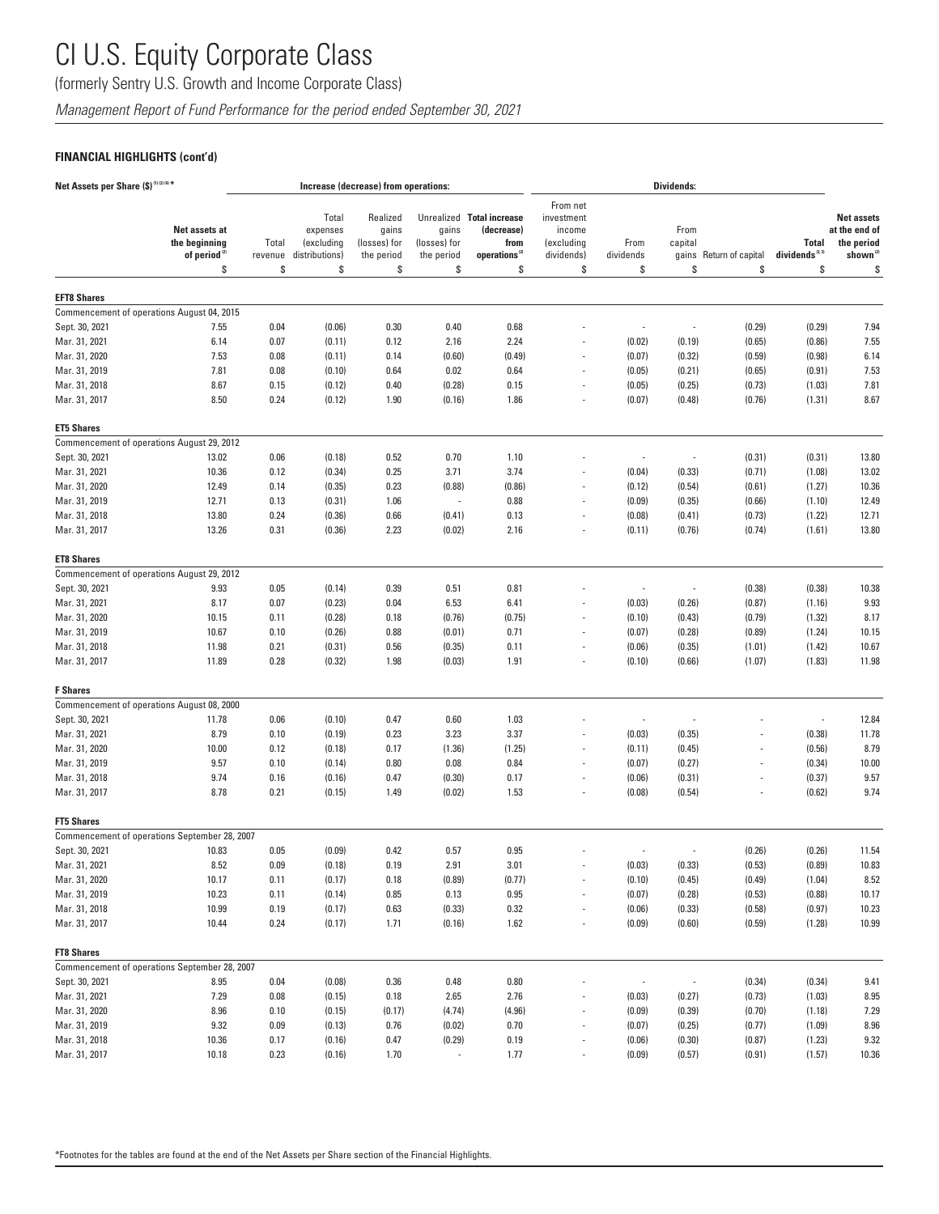# CI U.S. Equity Corporate Class

(formerly Sentry U.S. Growth and Income Corporate Class)

*Management Report of Fund Performance for the period ended September 30, 2021*

### FINANCIAL HIGHLIGHTS (cont'd)

| Net Assets per Share ($) [1] [2] [4] * | | Increase (decrease) from operations: | | | | | Dividends: | | | | | |
|---|---|---|---|---|---|---|---|---|---|---|---|---|
| | Net assets at the beginning of period [2] | Total revenue | Total expenses (excluding distributions) | Realized gains (losses) for the period | Unrealized gains (losses) for the period | Total increase (decrease) from operations [2] | From net investment income (excluding dividends) | From dividends | From capital gains | Return of capital | Total dividends [2, 3] | Net assets at the end of the period shown [2] |
| | $ | $ | $ | $ | $ | $ | $ | $ | $ | $ | $ | $ |
| **EFT8 Shares** | | | | | | | | | | | | |
| Commencement of operations August 04, 2015 | | | | | | | | | | | | |
| Sept. 30, 2021 | 7.55 | 0.04 | (0.06) | 0.30 | 0.40 | 0.68 | - | - | - | (0.29) | (0.29) | 7.94 |
| Mar. 31, 2021 | 6.14 | 0.07 | (0.11) | 0.12 | 2.16 | 2.24 | - | (0.02) | (0.19) | (0.65) | (0.86) | 7.55 |
| Mar. 31, 2020 | 7.53 | 0.08 | (0.11) | 0.14 | (0.60) | (0.49) | - | (0.07) | (0.32) | (0.59) | (0.98) | 6.14 |
| Mar. 31, 2019 | 7.81 | 0.08 | (0.10) | 0.64 | 0.02 | 0.64 | - | (0.05) | (0.21) | (0.65) | (0.91) | 7.53 |
| Mar. 31, 2018 | 8.67 | 0.15 | (0.12) | 0.40 | (0.28) | 0.15 | - | (0.05) | (0.25) | (0.73) | (1.03) | 7.81 |
| Mar. 31, 2017 | 8.50 | 0.24 | (0.12) | 1.90 | (0.16) | 1.86 | - | (0.07) | (0.48) | (0.76) | (1.31) | 8.67 |
| **ET5 Shares** | | | | | | | | | | | | |
| Commencement of operations August 29, 2012 | | | | | | | | | | | | |
| Sept. 30, 2021 | 13.02 | 0.06 | (0.18) | 0.52 | 0.70 | 1.10 | - | - | - | (0.31) | (0.31) | 13.80 |
| Mar. 31, 2021 | 10.36 | 0.12 | (0.34) | 0.25 | 3.71 | 3.74 | - | (0.04) | (0.33) | (0.71) | (1.08) | 13.02 |
| Mar. 31, 2020 | 12.49 | 0.14 | (0.35) | 0.23 | (0.88) | (0.86) | - | (0.12) | (0.54) | (0.61) | (1.27) | 10.36 |
| Mar. 31, 2019 | 12.71 | 0.13 | (0.31) | 1.06 | - | 0.88 | - | (0.09) | (0.35) | (0.66) | (1.10) | 12.49 |
| Mar. 31, 2018 | 13.80 | 0.24 | (0.36) | 0.66 | (0.41) | 0.13 | - | (0.08) | (0.41) | (0.73) | (1.22) | 12.71 |
| Mar. 31, 2017 | 13.26 | 0.31 | (0.36) | 2.23 | (0.02) | 2.16 | - | (0.11) | (0.76) | (0.74) | (1.61) | 13.80 |
| **ET8 Shares** | | | | | | | | | | | | |
| Commencement of operations August 29, 2012 | | | | | | | | | | | | |
| Sept. 30, 2021 | 9.93 | 0.05 | (0.14) | 0.39 | 0.51 | 0.81 | - | - | - | (0.38) | (0.38) | 10.38 |
| Mar. 31, 2021 | 8.17 | 0.07 | (0.23) | 0.04 | 6.53 | 6.41 | - | (0.03) | (0.26) | (0.87) | (1.16) | 9.93 |
| Mar. 31, 2020 | 10.15 | 0.11 | (0.28) | 0.18 | (0.76) | (0.75) | - | (0.10) | (0.43) | (0.79) | (1.32) | 8.17 |
| Mar. 31, 2019 | 10.67 | 0.10 | (0.26) | 0.88 | (0.01) | 0.71 | - | (0.07) | (0.28) | (0.89) | (1.24) | 10.15 |
| Mar. 31, 2018 | 11.98 | 0.21 | (0.31) | 0.56 | (0.35) | 0.11 | - | (0.06) | (0.35) | (1.01) | (1.42) | 10.67 |
| Mar. 31, 2017 | 11.89 | 0.28 | (0.32) | 1.98 | (0.03) | 1.91 | - | (0.10) | (0.66) | (1.07) | (1.83) | 11.98 |
| **F Shares** | | | | | | | | | | | | |
| Commencement of operations August 08, 2000 | | | | | | | | | | | | |
| Sept. 30, 2021 | 11.78 | 0.06 | (0.10) | 0.47 | 0.60 | 1.03 | - | - | - | - | - | 12.84 |
| Mar. 31, 2021 | 8.79 | 0.10 | (0.19) | 0.23 | 3.23 | 3.37 | - | (0.03) | (0.35) | - | (0.38) | 11.78 |
| Mar. 31, 2020 | 10.00 | 0.12 | (0.18) | 0.17 | (1.36) | (1.25) | - | (0.11) | (0.45) | - | (0.56) | 8.79 |
| Mar. 31, 2019 | 9.57 | 0.10 | (0.14) | 0.80 | 0.08 | 0.84 | - | (0.07) | (0.27) | - | (0.34) | 10.00 |
| Mar. 31, 2018 | 9.74 | 0.16 | (0.16) | 0.47 | (0.30) | 0.17 | - | (0.06) | (0.31) | - | (0.37) | 9.57 |
| Mar. 31, 2017 | 8.78 | 0.21 | (0.15) | 1.49 | (0.02) | 1.53 | - | (0.08) | (0.54) | - | (0.62) | 9.74 |
| **FT5 Shares** | | | | | | | | | | | | |
| Commencement of operations September 28, 2007 | | | | | | | | | | | | |
| Sept. 30, 2021 | 10.83 | 0.05 | (0.09) | 0.42 | 0.57 | 0.95 | - | - | - | (0.26) | (0.26) | 11.54 |
| Mar. 31, 2021 | 8.52 | 0.09 | (0.18) | 0.19 | 2.91 | 3.01 | - | (0.03) | (0.33) | (0.53) | (0.89) | 10.83 |
| Mar. 31, 2020 | 10.17 | 0.11 | (0.17) | 0.18 | (0.89) | (0.77) | - | (0.10) | (0.45) | (0.49) | (1.04) | 8.52 |
| Mar. 31, 2019 | 10.23 | 0.11 | (0.14) | 0.85 | 0.13 | 0.95 | - | (0.07) | (0.28) | (0.53) | (0.88) | 10.17 |
| Mar. 31, 2018 | 10.99 | 0.19 | (0.17) | 0.63 | (0.33) | 0.32 | - | (0.06) | (0.33) | (0.58) | (0.97) | 10.23 |
| Mar. 31, 2017 | 10.44 | 0.24 | (0.17) | 1.71 | (0.16) | 1.62 | - | (0.09) | (0.60) | (0.59) | (1.28) | 10.99 |
| **FT8 Shares** | | | | | | | | | | | | |
| Commencement of operations September 28, 2007 | | | | | | | | | | | | |
| Sept. 30, 2021 | 8.95 | 0.04 | (0.08) | 0.36 | 0.48 | 0.80 | - | - | - | (0.34) | (0.34) | 9.41 |
| Mar. 31, 2021 | 7.29 | 0.08 | (0.15) | 0.18 | 2.65 | 2.76 | - | (0.03) | (0.27) | (0.73) | (1.03) | 8.95 |
| Mar. 31, 2020 | 8.96 | 0.10 | (0.15) | (0.17) | (4.74) | (4.96) | - | (0.09) | (0.39) | (0.70) | (1.18) | 7.29 |
| Mar. 31, 2019 | 9.32 | 0.09 | (0.13) | 0.76 | (0.02) | 0.70 | - | (0.07) | (0.25) | (0.77) | (1.09) | 8.96 |
| Mar. 31, 2018 | 10.36 | 0.17 | (0.16) | 0.47 | (0.29) | 0.19 | - | (0.06) | (0.30) | (0.87) | (1.23) | 9.32 |
| Mar. 31, 2017 | 10.18 | 0.23 | (0.16) | 1.70 | - | 1.77 | - | (0.09) | (0.57) | (0.91) | (1.57) | 10.36 |

*Footnotes for the tables are found at the end of the Net Assets per Share section of the Financial Highlights.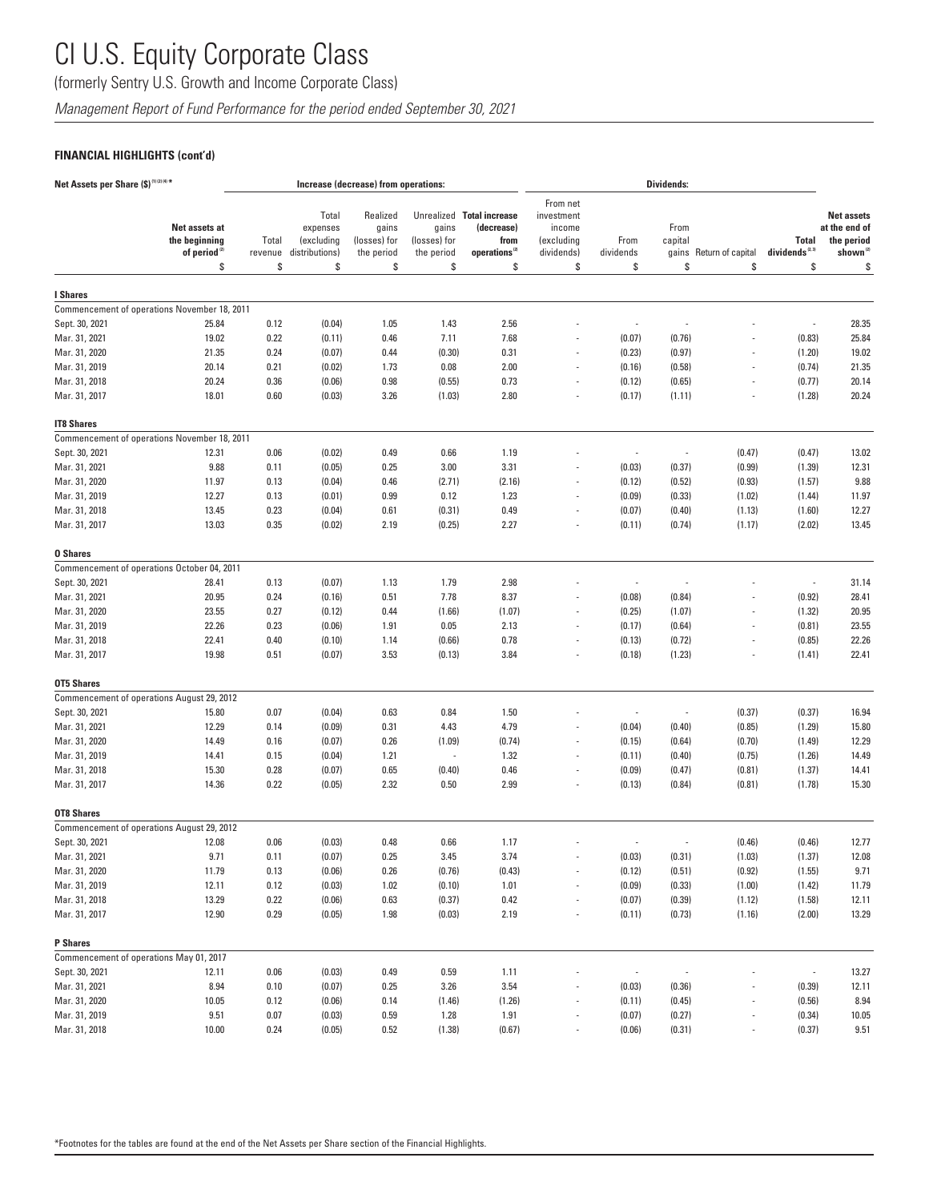# CI U.S. Equity Corporate Class

(formerly Sentry U.S. Growth and Income Corporate Class)

*Management Report of Fund Performance for the period ended September 30, 2021*

**FINANCIAL HIGHLIGHTS (cont'd)**

| Net Assets per Share ($) [1][2][4]* | | Increase (decrease) from operations: | | | | | Dividends: | | | | | |
|---|---|---|---|---|---|---|---|---|---|---|---|---|
| | Net assets at the beginning of period [2] | Total revenue | Total expenses (excluding distributions) | Realized gains (losses) for the period | Unrealized gains (losses) for the period | Total increase (decrease) from operations [2] | From net investment income (excluding dividends) | From dividends | From capital gains | Return of capital | Total dividends [2,3] | Net assets at the end of the period shown [2] |
| | $ | $ | $ | $ | $ | $ | $ | $ | $ | $ | $ | $ |
| **I Shares** | | | | | | | | | | | | |
| Commencement of operations November 18, 2011 | | | | | | | | | | | | |
| Sept. 30, 2021 | 25.84 | 0.12 | (0.04) | 1.05 | 1.43 | 2.56 | - | - | - | - | - | 28.35 |
| Mar. 31, 2021 | 19.02 | 0.22 | (0.11) | 0.46 | 7.11 | 7.68 | - | (0.07) | (0.76) | - | (0.83) | 25.84 |
| Mar. 31, 2020 | 21.35 | 0.24 | (0.07) | 0.44 | (0.30) | 0.31 | - | (0.23) | (0.97) | - | (1.20) | 19.02 |
| Mar. 31, 2019 | 20.14 | 0.21 | (0.02) | 1.73 | 0.08 | 2.00 | - | (0.16) | (0.58) | - | (0.74) | 21.35 |
| Mar. 31, 2018 | 20.24 | 0.36 | (0.06) | 0.98 | (0.55) | 0.73 | - | (0.12) | (0.65) | - | (0.77) | 20.14 |
| Mar. 31, 2017 | 18.01 | 0.60 | (0.03) | 3.26 | (1.03) | 2.80 | - | (0.17) | (1.11) | - | (1.28) | 20.24 |
| **IT8 Shares** | | | | | | | | | | | | |
| Commencement of operations November 18, 2011 | | | | | | | | | | | | |
| Sept. 30, 2021 | 12.31 | 0.06 | (0.02) | 0.49 | 0.66 | 1.19 | - | - | - | (0.47) | (0.47) | 13.02 |
| Mar. 31, 2021 | 9.88 | 0.11 | (0.05) | 0.25 | 3.00 | 3.31 | - | (0.03) | (0.37) | (0.99) | (1.39) | 12.31 |
| Mar. 31, 2020 | 11.97 | 0.13 | (0.04) | 0.46 | (2.71) | (2.16) | - | (0.12) | (0.52) | (0.93) | (1.57) | 9.88 |
| Mar. 31, 2019 | 12.27 | 0.13 | (0.01) | 0.99 | 0.12 | 1.23 | - | (0.09) | (0.33) | (1.02) | (1.44) | 11.97 |
| Mar. 31, 2018 | 13.45 | 0.23 | (0.04) | 0.61 | (0.31) | 0.49 | - | (0.07) | (0.40) | (1.13) | (1.60) | 12.27 |
| Mar. 31, 2017 | 13.03 | 0.35 | (0.02) | 2.19 | (0.25) | 2.27 | - | (0.11) | (0.74) | (1.17) | (2.02) | 13.45 |
| **O Shares** | | | | | | | | | | | | |
| Commencement of operations October 04, 2011 | | | | | | | | | | | | |
| Sept. 30, 2021 | 28.41 | 0.13 | (0.07) | 1.13 | 1.79 | 2.98 | - | - | - | - | - | 31.14 |
| Mar. 31, 2021 | 20.95 | 0.24 | (0.16) | 0.51 | 7.78 | 8.37 | - | (0.08) | (0.84) | - | (0.92) | 28.41 |
| Mar. 31, 2020 | 23.55 | 0.27 | (0.12) | 0.44 | (1.66) | (1.07) | - | (0.25) | (1.07) | - | (1.32) | 20.95 |
| Mar. 31, 2019 | 22.26 | 0.23 | (0.06) | 1.91 | 0.05 | 2.13 | - | (0.17) | (0.64) | - | (0.81) | 23.55 |
| Mar. 31, 2018 | 22.41 | 0.40 | (0.10) | 1.14 | (0.66) | 0.78 | - | (0.13) | (0.72) | - | (0.85) | 22.26 |
| Mar. 31, 2017 | 19.98 | 0.51 | (0.07) | 3.53 | (0.13) | 3.84 | - | (0.18) | (1.23) | - | (1.41) | 22.41 |
| **OT5 Shares** | | | | | | | | | | | | |
| Commencement of operations August 29, 2012 | | | | | | | | | | | | |
| Sept. 30, 2021 | 15.80 | 0.07 | (0.04) | 0.63 | 0.84 | 1.50 | - | - | - | (0.37) | (0.37) | 16.94 |
| Mar. 31, 2021 | 12.29 | 0.14 | (0.09) | 0.31 | 4.43 | 4.79 | - | (0.04) | (0.40) | (0.85) | (1.29) | 15.80 |
| Mar. 31, 2020 | 14.49 | 0.16 | (0.07) | 0.26 | (1.09) | (0.74) | - | (0.15) | (0.64) | (0.70) | (1.49) | 12.29 |
| Mar. 31, 2019 | 14.41 | 0.15 | (0.04) | 1.21 | - | 1.32 | - | (0.11) | (0.40) | (0.75) | (1.26) | 14.49 |
| Mar. 31, 2018 | 15.30 | 0.28 | (0.07) | 0.65 | (0.40) | 0.46 | - | (0.09) | (0.47) | (0.81) | (1.37) | 14.41 |
| Mar. 31, 2017 | 14.36 | 0.22 | (0.05) | 2.32 | 0.50 | 2.99 | - | (0.13) | (0.84) | (0.81) | (1.78) | 15.30 |
| **OT8 Shares** | | | | | | | | | | | | |
| Commencement of operations August 29, 2012 | | | | | | | | | | | | |
| Sept. 30, 2021 | 12.08 | 0.06 | (0.03) | 0.48 | 0.66 | 1.17 | - | - | - | (0.46) | (0.46) | 12.77 |
| Mar. 31, 2021 | 9.71 | 0.11 | (0.07) | 0.25 | 3.45 | 3.74 | - | (0.03) | (0.31) | (1.03) | (1.37) | 12.08 |
| Mar. 31, 2020 | 11.79 | 0.13 | (0.06) | 0.26 | (0.76) | (0.43) | - | (0.12) | (0.51) | (0.92) | (1.55) | 9.71 |
| Mar. 31, 2019 | 12.11 | 0.12 | (0.03) | 1.02 | (0.10) | 1.01 | - | (0.09) | (0.33) | (1.00) | (1.42) | 11.79 |
| Mar. 31, 2018 | 13.29 | 0.22 | (0.06) | 0.63 | (0.37) | 0.42 | - | (0.07) | (0.39) | (1.12) | (1.58) | 12.11 |
| Mar. 31, 2017 | 12.90 | 0.29 | (0.05) | 1.98 | (0.03) | 2.19 | - | (0.11) | (0.73) | (1.16) | (2.00) | 13.29 |
| **P Shares** | | | | | | | | | | | | |
| Commencement of operations May 01, 2017 | | | | | | | | | | | | |
| Sept. 30, 2021 | 12.11 | 0.06 | (0.03) | 0.49 | 0.59 | 1.11 | - | - | - | - | - | 13.27 |
| Mar. 31, 2021 | 8.94 | 0.10 | (0.07) | 0.25 | 3.26 | 3.54 | - | (0.03) | (0.36) | - | (0.39) | 12.11 |
| Mar. 31, 2020 | 10.05 | 0.12 | (0.06) | 0.14 | (1.46) | (1.26) | - | (0.11) | (0.45) | - | (0.56) | 8.94 |
| Mar. 31, 2019 | 9.51 | 0.07 | (0.03) | 0.59 | 1.28 | 1.91 | - | (0.07) | (0.27) | - | (0.34) | 10.05 |
| Mar. 31, 2018 | 10.00 | 0.24 | (0.05) | 0.52 | (1.38) | (0.67) | - | (0.06) | (0.31) | - | (0.37) | 9.51 |

*Footnotes for the tables are found at the end of the Net Assets per Share section of the Financial Highlights.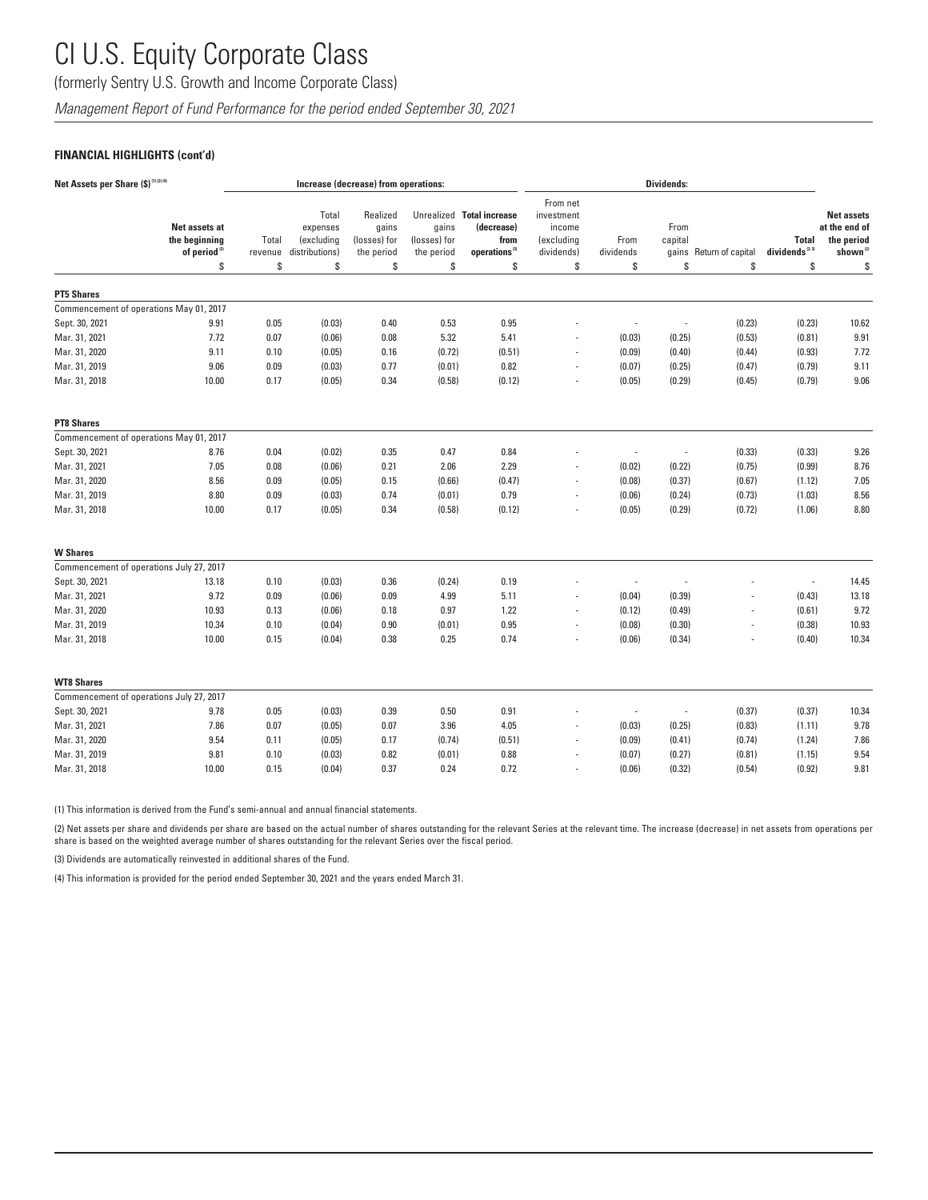# CI U.S. Equity Corporate Class

(formerly Sentry U.S. Growth and Income Corporate Class)

*Management Report of Fund Performance for the period ended September 30, 2021*

**FINANCIAL HIGHLIGHTS (cont'd)**

| Net Assets per Share ($) [1][2][4] | | Increase (decrease) from operations: | | | | | Dividends: | | | | | |
|---|---|---|---|---|---|---|---|---|---|---|---|---|
| | Net assets at the beginning of period [2] | Total revenue | Total expenses (excluding distributions) | Realized gains (losses) for the period | Unrealized gains (losses) for the period | Total increase (decrease) from operations [2] | From net investment income (excluding dividends) | From dividends | From capital gains | Return of capital | Total dividends [2,3] | Net assets at the end of the period shown [2] |
| | $ | $ | $ | $ | $ | $ | $ | $ | $ | $ | $ | $ |
| **PT5 Shares** | | | | | | | | | | | | |
| Commencement of operations May 01, 2017 | | | | | | | | | | | | |
| Sept. 30, 2021 | 9.91 | 0.05 | (0.03) | 0.40 | 0.53 | 0.95 | - | - | - | (0.23) | (0.23) | 10.62 |
| Mar. 31, 2021 | 7.72 | 0.07 | (0.06) | 0.08 | 5.32 | 5.41 | - | (0.03) | (0.25) | (0.53) | (0.81) | 9.91 |
| Mar. 31, 2020 | 9.11 | 0.10 | (0.05) | 0.16 | (0.72) | (0.51) | - | (0.09) | (0.40) | (0.44) | (0.93) | 7.72 |
| Mar. 31, 2019 | 9.06 | 0.09 | (0.03) | 0.77 | (0.01) | 0.82 | - | (0.07) | (0.25) | (0.47) | (0.79) | 9.11 |
| Mar. 31, 2018 | 10.00 | 0.17 | (0.05) | 0.34 | (0.58) | (0.12) | - | (0.05) | (0.29) | (0.45) | (0.79) | 9.06 |
| **PT8 Shares** | | | | | | | | | | | | |
| Commencement of operations May 01, 2017 | | | | | | | | | | | | |
| Sept. 30, 2021 | 8.76 | 0.04 | (0.02) | 0.35 | 0.47 | 0.84 | - | - | - | (0.33) | (0.33) | 9.26 |
| Mar. 31, 2021 | 7.05 | 0.08 | (0.06) | 0.21 | 2.06 | 2.29 | - | (0.02) | (0.22) | (0.75) | (0.99) | 8.76 |
| Mar. 31, 2020 | 8.56 | 0.09 | (0.05) | 0.15 | (0.66) | (0.47) | - | (0.08) | (0.37) | (0.67) | (1.12) | 7.05 |
| Mar. 31, 2019 | 8.80 | 0.09 | (0.03) | 0.74 | (0.01) | 0.79 | - | (0.06) | (0.24) | (0.73) | (1.03) | 8.56 |
| Mar. 31, 2018 | 10.00 | 0.17 | (0.05) | 0.34 | (0.58) | (0.12) | - | (0.05) | (0.29) | (0.72) | (1.06) | 8.80 |
| **W Shares** | | | | | | | | | | | | |
| Commencement of operations July 27, 2017 | | | | | | | | | | | | |
| Sept. 30, 2021 | 13.18 | 0.10 | (0.03) | 0.36 | (0.24) | 0.19 | - | - | - | - | - | 14.45 |
| Mar. 31, 2021 | 9.72 | 0.09 | (0.06) | 0.09 | 4.99 | 5.11 | - | (0.04) | (0.39) | - | (0.43) | 13.18 |
| Mar. 31, 2020 | 10.93 | 0.13 | (0.06) | 0.18 | 0.97 | 1.22 | - | (0.12) | (0.49) | - | (0.61) | 9.72 |
| Mar. 31, 2019 | 10.34 | 0.10 | (0.04) | 0.90 | (0.01) | 0.95 | - | (0.08) | (0.30) | - | (0.38) | 10.93 |
| Mar. 31, 2018 | 10.00 | 0.15 | (0.04) | 0.38 | 0.25 | 0.74 | - | (0.06) | (0.34) | - | (0.40) | 10.34 |
| **WT8 Shares** | | | | | | | | | | | | |
| Commencement of operations July 27, 2017 | | | | | | | | | | | | |
| Sept. 30, 2021 | 9.78 | 0.05 | (0.03) | 0.39 | 0.50 | 0.91 | - | - | - | (0.37) | (0.37) | 10.34 |
| Mar. 31, 2021 | 7.86 | 0.07 | (0.05) | 0.07 | 3.96 | 4.05 | - | (0.03) | (0.25) | (0.83) | (1.11) | 9.78 |
| Mar. 31, 2020 | 9.54 | 0.11 | (0.05) | 0.17 | (0.74) | (0.51) | - | (0.09) | (0.41) | (0.74) | (1.24) | 7.86 |
| Mar. 31, 2019 | 9.81 | 0.10 | (0.03) | 0.82 | (0.01) | 0.88 | - | (0.07) | (0.27) | (0.81) | (1.15) | 9.54 |
| Mar. 31, 2018 | 10.00 | 0.15 | (0.04) | 0.37 | 0.24 | 0.72 | - | (0.06) | (0.32) | (0.54) | (0.92) | 9.81 |

(1) This information is derived from the Fund's semi-annual and annual financial statements.

(2) Net assets per share and dividends per share are based on the actual number of shares outstanding for the relevant Series at the relevant time. The increase (decrease) in net assets from operations per share is based on the weighted average number of shares outstanding for the relevant Series over the fiscal period.

(3) Dividends are automatically reinvested in additional shares of the Fund.

(4) This information is provided for the period ended September 30, 2021 and the years ended March 31.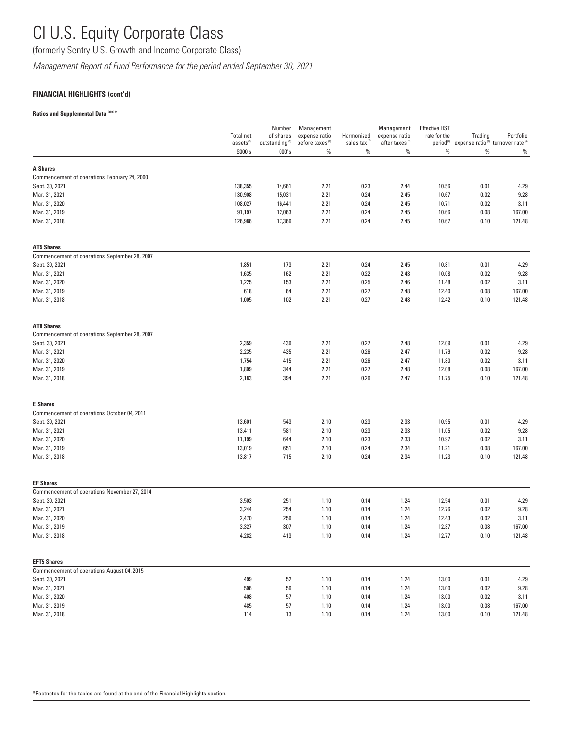# CI U.S. Equity Corporate Class

(formerly Sentry U.S. Growth and Income Corporate Class)

*Management Report of Fund Performance for the period ended September 30, 2021*

**FINANCIAL HIGHLIGHTS (cont'd)**

**Ratios and Supplemental Data [1][5] ***

| | Total net assets [5] | Number of shares outstanding [5] | Management expense ratio before taxes [2] | Harmonized sales tax [2] | Management expense ratio after taxes [2] | Effective HST rate for the period [2] | Trading expense ratio [3] | Portfolio turnover rate [4] |
|---|---|---|---|---|---|---|---|---|
| | $000's | 000's | % | % | % | % | % | % |
| **A Shares** | | | | | | | | |
| Commencement of operations February 24, 2000 | | | | | | | | |
| Sept. 30, 2021 | 138,355 | 14,661 | 2.21 | 0.23 | 2.44 | 10.56 | 0.01 | 4.29 |
| Mar. 31, 2021 | 130,908 | 15,031 | 2.21 | 0.24 | 2.45 | 10.67 | 0.02 | 9.28 |
| Mar. 31, 2020 | 108,027 | 16,441 | 2.21 | 0.24 | 2.45 | 10.71 | 0.02 | 3.11 |
| Mar. 31, 2019 | 91,197 | 12,063 | 2.21 | 0.24 | 2.45 | 10.66 | 0.08 | 167.00 |
| Mar. 31, 2018 | 126,986 | 17,366 | 2.21 | 0.24 | 2.45 | 10.67 | 0.10 | 121.48 |
| **AT5 Shares** | | | | | | | | |
| Commencement of operations September 28, 2007 | | | | | | | | |
| Sept. 30, 2021 | 1,851 | 173 | 2.21 | 0.24 | 2.45 | 10.81 | 0.01 | 4.29 |
| Mar. 31, 2021 | 1,635 | 162 | 2.21 | 0.22 | 2.43 | 10.08 | 0.02 | 9.28 |
| Mar. 31, 2020 | 1,225 | 153 | 2.21 | 0.25 | 2.46 | 11.48 | 0.02 | 3.11 |
| Mar. 31, 2019 | 618 | 64 | 2.21 | 0.27 | 2.48 | 12.40 | 0.08 | 167.00 |
| Mar. 31, 2018 | 1,005 | 102 | 2.21 | 0.27 | 2.48 | 12.42 | 0.10 | 121.48 |
| **AT8 Shares** | | | | | | | | |
| Commencement of operations September 28, 2007 | | | | | | | | |
| Sept. 30, 2021 | 2,359 | 439 | 2.21 | 0.27 | 2.48 | 12.09 | 0.01 | 4.29 |
| Mar. 31, 2021 | 2,235 | 435 | 2.21 | 0.26 | 2.47 | 11.79 | 0.02 | 9.28 |
| Mar. 31, 2020 | 1,754 | 415 | 2.21 | 0.26 | 2.47 | 11.80 | 0.02 | 3.11 |
| Mar. 31, 2019 | 1,809 | 344 | 2.21 | 0.27 | 2.48 | 12.08 | 0.08 | 167.00 |
| Mar. 31, 2018 | 2,183 | 394 | 2.21 | 0.26 | 2.47 | 11.75 | 0.10 | 121.48 |
| **E Shares** | | | | | | | | |
| Commencement of operations October 04, 2011 | | | | | | | | |
| Sept. 30, 2021 | 13,601 | 543 | 2.10 | 0.23 | 2.33 | 10.95 | 0.01 | 4.29 |
| Mar. 31, 2021 | 13,411 | 581 | 2.10 | 0.23 | 2.33 | 11.05 | 0.02 | 9.28 |
| Mar. 31, 2020 | 11,199 | 644 | 2.10 | 0.23 | 2.33 | 10.97 | 0.02 | 3.11 |
| Mar. 31, 2019 | 13,019 | 651 | 2.10 | 0.24 | 2.34 | 11.21 | 0.08 | 167.00 |
| Mar. 31, 2018 | 13,817 | 715 | 2.10 | 0.24 | 2.34 | 11.23 | 0.10 | 121.48 |
| **EF Shares** | | | | | | | | |
| Commencement of operations November 27, 2014 | | | | | | | | |
| Sept. 30, 2021 | 3,503 | 251 | 1.10 | 0.14 | 1.24 | 12.54 | 0.01 | 4.29 |
| Mar. 31, 2021 | 3,244 | 254 | 1.10 | 0.14 | 1.24 | 12.76 | 0.02 | 9.28 |
| Mar. 31, 2020 | 2,470 | 259 | 1.10 | 0.14 | 1.24 | 12.43 | 0.02 | 3.11 |
| Mar. 31, 2019 | 3,327 | 307 | 1.10 | 0.14 | 1.24 | 12.37 | 0.08 | 167.00 |
| Mar. 31, 2018 | 4,282 | 413 | 1.10 | 0.14 | 1.24 | 12.77 | 0.10 | 121.48 |
| **EFT5 Shares** | | | | | | | | |
| Commencement of operations August 04, 2015 | | | | | | | | |
| Sept. 30, 2021 | 499 | 52 | 1.10 | 0.14 | 1.24 | 13.00 | 0.01 | 4.29 |
| Mar. 31, 2021 | 506 | 56 | 1.10 | 0.14 | 1.24 | 13.00 | 0.02 | 9.28 |
| Mar. 31, 2020 | 408 | 57 | 1.10 | 0.14 | 1.24 | 13.00 | 0.02 | 3.11 |
| Mar. 31, 2019 | 485 | 57 | 1.10 | 0.14 | 1.24 | 13.00 | 0.08 | 167.00 |
| Mar. 31, 2018 | 114 | 13 | 1.10 | 0.14 | 1.24 | 13.00 | 0.10 | 121.48 |

*Footnotes for the tables are found at the end of the Financial Highlights section.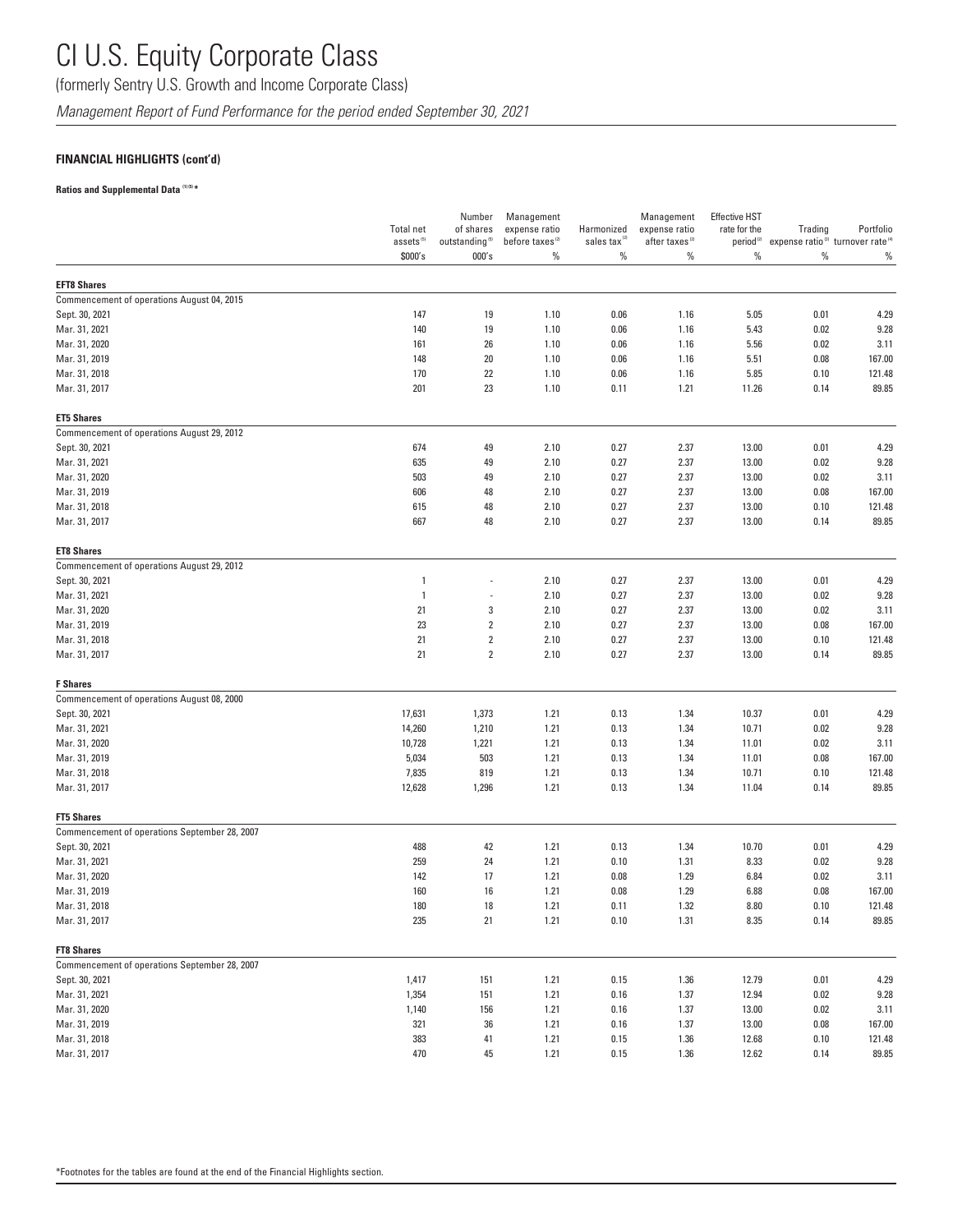# CI U.S. Equity Corporate Class

(formerly Sentry U.S. Growth and Income Corporate Class)

*Management Report of Fund Performance for the period ended September 30, 2021*

**FINANCIAL HIGHLIGHTS (cont'd)**

**Ratios and Supplemental Data [1][5] ***

| | Total net assets [5] | Number of shares outstanding [5] | Management expense ratio before taxes [2] | Harmonized sales tax [2] | Management expense ratio after taxes [2] | Effective HST rate for the period [2] | Trading expense ratio [3] | Portfolio turnover rate [4] |
|---|---|---|---|---|---|---|---|---|
| | $000's | 000's | % | % | % | % | % | % |
| **EFT8 Shares** | | | | | | | | |
| Commencement of operations August 04, 2015 | | | | | | | | |
| Sept. 30, 2021 | 147 | 19 | 1.10 | 0.06 | 1.16 | 5.05 | 0.01 | 4.29 |
| Mar. 31, 2021 | 140 | 19 | 1.10 | 0.06 | 1.16 | 5.43 | 0.02 | 9.28 |
| Mar. 31, 2020 | 161 | 26 | 1.10 | 0.06 | 1.16 | 5.56 | 0.02 | 3.11 |
| Mar. 31, 2019 | 148 | 20 | 1.10 | 0.06 | 1.16 | 5.51 | 0.08 | 167.00 |
| Mar. 31, 2018 | 170 | 22 | 1.10 | 0.06 | 1.16 | 5.85 | 0.10 | 121.48 |
| Mar. 31, 2017 | 201 | 23 | 1.10 | 0.11 | 1.21 | 11.26 | 0.14 | 89.85 |
| **ET5 Shares** | | | | | | | | |
| Commencement of operations August 29, 2012 | | | | | | | | |
| Sept. 30, 2021 | 674 | 49 | 2.10 | 0.27 | 2.37 | 13.00 | 0.01 | 4.29 |
| Mar. 31, 2021 | 635 | 49 | 2.10 | 0.27 | 2.37 | 13.00 | 0.02 | 9.28 |
| Mar. 31, 2020 | 503 | 49 | 2.10 | 0.27 | 2.37 | 13.00 | 0.02 | 3.11 |
| Mar. 31, 2019 | 606 | 48 | 2.10 | 0.27 | 2.37 | 13.00 | 0.08 | 167.00 |
| Mar. 31, 2018 | 615 | 48 | 2.10 | 0.27 | 2.37 | 13.00 | 0.10 | 121.48 |
| Mar. 31, 2017 | 667 | 48 | 2.10 | 0.27 | 2.37 | 13.00 | 0.14 | 89.85 |
| **ET8 Shares** | | | | | | | | |
| Commencement of operations August 29, 2012 | | | | | | | | |
| Sept. 30, 2021 | 1 | - | 2.10 | 0.27 | 2.37 | 13.00 | 0.01 | 4.29 |
| Mar. 31, 2021 | 1 | - | 2.10 | 0.27 | 2.37 | 13.00 | 0.02 | 9.28 |
| Mar. 31, 2020 | 21 | 3 | 2.10 | 0.27 | 2.37 | 13.00 | 0.02 | 3.11 |
| Mar. 31, 2019 | 23 | 2 | 2.10 | 0.27 | 2.37 | 13.00 | 0.08 | 167.00 |
| Mar. 31, 2018 | 21 | 2 | 2.10 | 0.27 | 2.37 | 13.00 | 0.10 | 121.48 |
| Mar. 31, 2017 | 21 | 2 | 2.10 | 0.27 | 2.37 | 13.00 | 0.14 | 89.85 |
| **F Shares** | | | | | | | | |
| Commencement of operations August 08, 2000 | | | | | | | | |
| Sept. 30, 2021 | 17,631 | 1,373 | 1.21 | 0.13 | 1.34 | 10.37 | 0.01 | 4.29 |
| Mar. 31, 2021 | 14,260 | 1,210 | 1.21 | 0.13 | 1.34 | 10.71 | 0.02 | 9.28 |
| Mar. 31, 2020 | 10,728 | 1,221 | 1.21 | 0.13 | 1.34 | 11.01 | 0.02 | 3.11 |
| Mar. 31, 2019 | 5,034 | 503 | 1.21 | 0.13 | 1.34 | 11.01 | 0.08 | 167.00 |
| Mar. 31, 2018 | 7,835 | 819 | 1.21 | 0.13 | 1.34 | 10.71 | 0.10 | 121.48 |
| Mar. 31, 2017 | 12,628 | 1,296 | 1.21 | 0.13 | 1.34 | 11.04 | 0.14 | 89.85 |
| **FT5 Shares** | | | | | | | | |
| Commencement of operations September 28, 2007 | | | | | | | | |
| Sept. 30, 2021 | 488 | 42 | 1.21 | 0.13 | 1.34 | 10.70 | 0.01 | 4.29 |
| Mar. 31, 2021 | 259 | 24 | 1.21 | 0.10 | 1.31 | 8.33 | 0.02 | 9.28 |
| Mar. 31, 2020 | 142 | 17 | 1.21 | 0.08 | 1.29 | 6.84 | 0.02 | 3.11 |
| Mar. 31, 2019 | 160 | 16 | 1.21 | 0.08 | 1.29 | 6.88 | 0.08 | 167.00 |
| Mar. 31, 2018 | 180 | 18 | 1.21 | 0.11 | 1.32 | 8.80 | 0.10 | 121.48 |
| Mar. 31, 2017 | 235 | 21 | 1.21 | 0.10 | 1.31 | 8.35 | 0.14 | 89.85 |
| **FT8 Shares** | | | | | | | | |
| Commencement of operations September 28, 2007 | | | | | | | | |
| Sept. 30, 2021 | 1,417 | 151 | 1.21 | 0.15 | 1.36 | 12.79 | 0.01 | 4.29 |
| Mar. 31, 2021 | 1,354 | 151 | 1.21 | 0.16 | 1.37 | 12.94 | 0.02 | 9.28 |
| Mar. 31, 2020 | 1,140 | 156 | 1.21 | 0.16 | 1.37 | 13.00 | 0.02 | 3.11 |
| Mar. 31, 2019 | 321 | 36 | 1.21 | 0.16 | 1.37 | 13.00 | 0.08 | 167.00 |
| Mar. 31, 2018 | 383 | 41 | 1.21 | 0.15 | 1.36 | 12.68 | 0.10 | 121.48 |
| Mar. 31, 2017 | 470 | 45 | 1.21 | 0.15 | 1.36 | 12.62 | 0.14 | 89.85 |

*Footnotes for the tables are found at the end of the Financial Highlights section.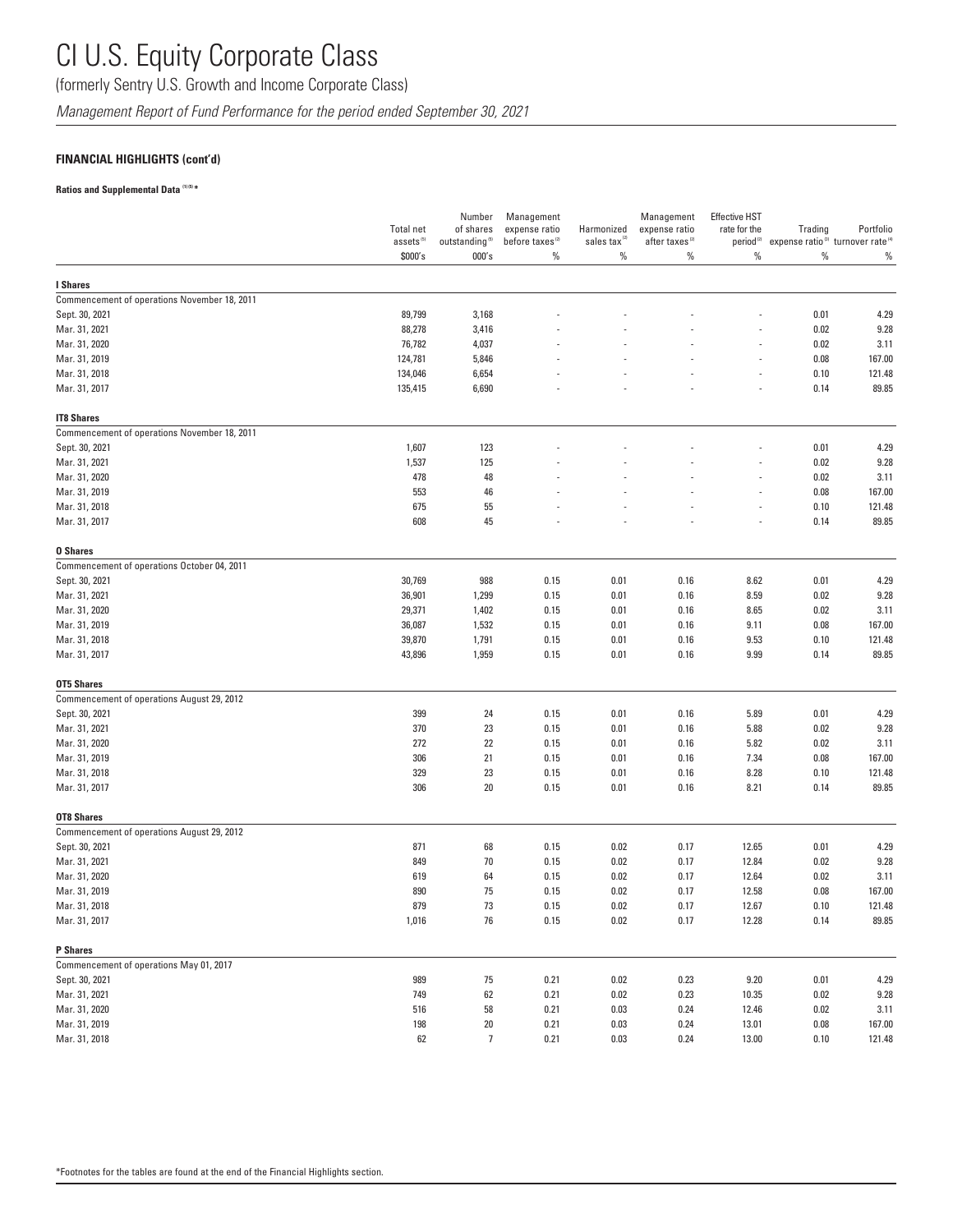# CI U.S. Equity Corporate Class

(formerly Sentry U.S. Growth and Income Corporate Class)

*Management Report of Fund Performance for the period ended September 30, 2021*

**FINANCIAL HIGHLIGHTS (cont'd)**

**Ratios and Supplemental Data [1][5] ***

| | Total net assets [5] | Number of shares outstanding [5] | Management expense ratio before taxes [2] | Harmonized sales tax [2] | Management expense ratio after taxes [2] | Effective HST rate for the period [2] | Trading expense ratio [3] | Portfolio turnover rate [4] |
|---|---|---|---|---|---|---|---|---|
| | $000's | 000's | % | % | % | % | % | % |
| **I Shares** | | | | | | | | |
| Commencement of operations November 18, 2011 | | | | | | | | |
| Sept. 30, 2021 | 89,799 | 3,168 | - | - | - | - | 0.01 | 4.29 |
| Mar. 31, 2021 | 88,278 | 3,416 | - | - | - | - | 0.02 | 9.28 |
| Mar. 31, 2020 | 76,782 | 4,037 | - | - | - | - | 0.02 | 3.11 |
| Mar. 31, 2019 | 124,781 | 5,846 | - | - | - | - | 0.08 | 167.00 |
| Mar. 31, 2018 | 134,046 | 6,654 | - | - | - | - | 0.10 | 121.48 |
| Mar. 31, 2017 | 135,415 | 6,690 | - | - | - | - | 0.14 | 89.85 |
| **IT8 Shares** | | | | | | | | |
| Commencement of operations November 18, 2011 | | | | | | | | |
| Sept. 30, 2021 | 1,607 | 123 | - | - | - | - | 0.01 | 4.29 |
| Mar. 31, 2021 | 1,537 | 125 | - | - | - | - | 0.02 | 9.28 |
| Mar. 31, 2020 | 478 | 48 | - | - | - | - | 0.02 | 3.11 |
| Mar. 31, 2019 | 553 | 46 | - | - | - | - | 0.08 | 167.00 |
| Mar. 31, 2018 | 675 | 55 | - | - | - | - | 0.10 | 121.48 |
| Mar. 31, 2017 | 608 | 45 | - | - | - | - | 0.14 | 89.85 |
| **O Shares** | | | | | | | | |
| Commencement of operations October 04, 2011 | | | | | | | | |
| Sept. 30, 2021 | 30,769 | 988 | 0.15 | 0.01 | 0.16 | 8.62 | 0.01 | 4.29 |
| Mar. 31, 2021 | 36,901 | 1,299 | 0.15 | 0.01 | 0.16 | 8.59 | 0.02 | 9.28 |
| Mar. 31, 2020 | 29,371 | 1,402 | 0.15 | 0.01 | 0.16 | 8.65 | 0.02 | 3.11 |
| Mar. 31, 2019 | 36,087 | 1,532 | 0.15 | 0.01 | 0.16 | 9.11 | 0.08 | 167.00 |
| Mar. 31, 2018 | 39,870 | 1,791 | 0.15 | 0.01 | 0.16 | 9.53 | 0.10 | 121.48 |
| Mar. 31, 2017 | 43,896 | 1,959 | 0.15 | 0.01 | 0.16 | 9.99 | 0.14 | 89.85 |
| **OT5 Shares** | | | | | | | | |
| Commencement of operations August 29, 2012 | | | | | | | | |
| Sept. 30, 2021 | 399 | 24 | 0.15 | 0.01 | 0.16 | 5.89 | 0.01 | 4.29 |
| Mar. 31, 2021 | 370 | 23 | 0.15 | 0.01 | 0.16 | 5.88 | 0.02 | 9.28 |
| Mar. 31, 2020 | 272 | 22 | 0.15 | 0.01 | 0.16 | 5.82 | 0.02 | 3.11 |
| Mar. 31, 2019 | 306 | 21 | 0.15 | 0.01 | 0.16 | 7.34 | 0.08 | 167.00 |
| Mar. 31, 2018 | 329 | 23 | 0.15 | 0.01 | 0.16 | 8.28 | 0.10 | 121.48 |
| Mar. 31, 2017 | 306 | 20 | 0.15 | 0.01 | 0.16 | 8.21 | 0.14 | 89.85 |
| **OT8 Shares** | | | | | | | | |
| Commencement of operations August 29, 2012 | | | | | | | | |
| Sept. 30, 2021 | 871 | 68 | 0.15 | 0.02 | 0.17 | 12.65 | 0.01 | 4.29 |
| Mar. 31, 2021 | 849 | 70 | 0.15 | 0.02 | 0.17 | 12.84 | 0.02 | 9.28 |
| Mar. 31, 2020 | 619 | 64 | 0.15 | 0.02 | 0.17 | 12.64 | 0.02 | 3.11 |
| Mar. 31, 2019 | 890 | 75 | 0.15 | 0.02 | 0.17 | 12.58 | 0.08 | 167.00 |
| Mar. 31, 2018 | 879 | 73 | 0.15 | 0.02 | 0.17 | 12.67 | 0.10 | 121.48 |
| Mar. 31, 2017 | 1,016 | 76 | 0.15 | 0.02 | 0.17 | 12.28 | 0.14 | 89.85 |
| **P Shares** | | | | | | | | |
| Commencement of operations May 01, 2017 | | | | | | | | |
| Sept. 30, 2021 | 989 | 75 | 0.21 | 0.02 | 0.23 | 9.20 | 0.01 | 4.29 |
| Mar. 31, 2021 | 749 | 62 | 0.21 | 0.02 | 0.23 | 10.35 | 0.02 | 9.28 |
| Mar. 31, 2020 | 516 | 58 | 0.21 | 0.03 | 0.24 | 12.46 | 0.02 | 3.11 |
| Mar. 31, 2019 | 198 | 20 | 0.21 | 0.03 | 0.24 | 13.01 | 0.08 | 167.00 |
| Mar. 31, 2018 | 62 | 7 | 0.21 | 0.03 | 0.24 | 13.00 | 0.10 | 121.48 |

*Footnotes for the tables are found at the end of the Financial Highlights section.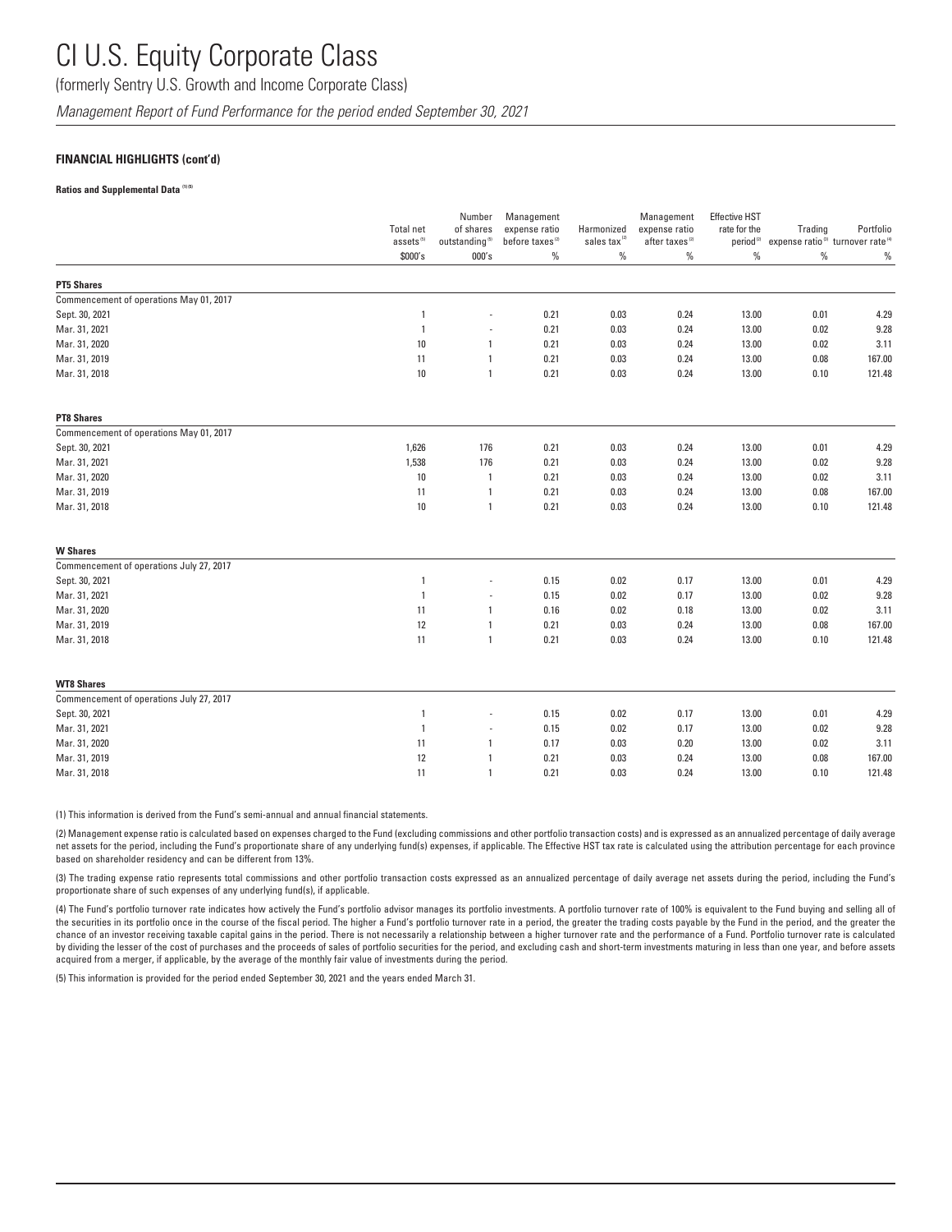# CI U.S. Equity Corporate Class

(formerly Sentry U.S. Growth and Income Corporate Class)

*Management Report of Fund Performance for the period ended September 30, 2021*

## FINANCIAL HIGHLIGHTS (cont'd)

**Ratios and Supplemental Data** [(1)(5)]

| | Total net assets[(5)] | Number of shares outstanding[(5)] | Management expense ratio before taxes[(2)] | Harmonized sales tax[(2)] | Management expense ratio after taxes[(2)] | Effective HST rate for the period[(2)] | Trading expense ratio[(3)] | Portfolio turnover rate[(4)] |
|---|---|---|---|---|---|---|---|---|
| | $000's | 000's | % | % | % | % | % | % |
| **PT5 Shares** | | | | | | | | |
| Commencement of operations May 01, 2017 | | | | | | | | |
| Sept. 30, 2021 | 1 | - | 0.21 | 0.03 | 0.24 | 13.00 | 0.01 | 4.29 |
| Mar. 31, 2021 | 1 | - | 0.21 | 0.03 | 0.24 | 13.00 | 0.02 | 9.28 |
| Mar. 31, 2020 | 10 | 1 | 0.21 | 0.03 | 0.24 | 13.00 | 0.02 | 3.11 |
| Mar. 31, 2019 | 11 | 1 | 0.21 | 0.03 | 0.24 | 13.00 | 0.08 | 167.00 |
| Mar. 31, 2018 | 10 | 1 | 0.21 | 0.03 | 0.24 | 13.00 | 0.10 | 121.48 |
| **PT8 Shares** | | | | | | | | |
| Commencement of operations May 01, 2017 | | | | | | | | |
| Sept. 30, 2021 | 1,626 | 176 | 0.21 | 0.03 | 0.24 | 13.00 | 0.01 | 4.29 |
| Mar. 31, 2021 | 1,538 | 176 | 0.21 | 0.03 | 0.24 | 13.00 | 0.02 | 9.28 |
| Mar. 31, 2020 | 10 | 1 | 0.21 | 0.03 | 0.24 | 13.00 | 0.02 | 3.11 |
| Mar. 31, 2019 | 11 | 1 | 0.21 | 0.03 | 0.24 | 13.00 | 0.08 | 167.00 |
| Mar. 31, 2018 | 10 | 1 | 0.21 | 0.03 | 0.24 | 13.00 | 0.10 | 121.48 |
| **W Shares** | | | | | | | | |
| Commencement of operations July 27, 2017 | | | | | | | | |
| Sept. 30, 2021 | 1 | - | 0.15 | 0.02 | 0.17 | 13.00 | 0.01 | 4.29 |
| Mar. 31, 2021 | 1 | - | 0.15 | 0.02 | 0.17 | 13.00 | 0.02 | 9.28 |
| Mar. 31, 2020 | 11 | 1 | 0.16 | 0.02 | 0.18 | 13.00 | 0.02 | 3.11 |
| Mar. 31, 2019 | 12 | 1 | 0.21 | 0.03 | 0.24 | 13.00 | 0.08 | 167.00 |
| Mar. 31, 2018 | 11 | 1 | 0.21 | 0.03 | 0.24 | 13.00 | 0.10 | 121.48 |
| **WT8 Shares** | | | | | | | | |
| Commencement of operations July 27, 2017 | | | | | | | | |
| Sept. 30, 2021 | 1 | - | 0.15 | 0.02 | 0.17 | 13.00 | 0.01 | 4.29 |
| Mar. 31, 2021 | 1 | - | 0.15 | 0.02 | 0.17 | 13.00 | 0.02 | 9.28 |
| Mar. 31, 2020 | 11 | 1 | 0.17 | 0.03 | 0.20 | 13.00 | 0.02 | 3.11 |
| Mar. 31, 2019 | 12 | 1 | 0.21 | 0.03 | 0.24 | 13.00 | 0.08 | 167.00 |
| Mar. 31, 2018 | 11 | 1 | 0.21 | 0.03 | 0.24 | 13.00 | 0.10 | 121.48 |

(1) This information is derived from the Fund's semi-annual and annual financial statements.

(2) Management expense ratio is calculated based on expenses charged to the Fund (excluding commissions and other portfolio transaction costs) and is expressed as an annualized percentage of daily average net assets for the period, including the Fund's proportionate share of any underlying fund(s) expenses, if applicable. The Effective HST tax rate is calculated using the attribution percentage for each province based on shareholder residency and can be different from 13%.

(3) The trading expense ratio represents total commissions and other portfolio transaction costs expressed as an annualized percentage of daily average net assets during the period, including the Fund's proportionate share of such expenses of any underlying fund(s), if applicable.

(4) The Fund's portfolio turnover rate indicates how actively the Fund's portfolio advisor manages its portfolio investments. A portfolio turnover rate of 100% is equivalent to the Fund buying and selling all of the securities in its portfolio once in the course of the fiscal period. The higher a Fund's portfolio turnover rate in a period, the greater the trading costs payable by the Fund in the period, and the greater the chance of an investor receiving taxable capital gains in the period. There is not necessarily a relationship between a higher turnover rate and the performance of a Fund. Portfolio turnover rate is calculated by dividing the lesser of the cost of purchases and the proceeds of sales of portfolio securities for the period, and excluding cash and short-term investments maturing in less than one year, and before assets acquired from a merger, if applicable, by the average of the monthly fair value of investments during the period.

(5) This information is provided for the period ended September 30, 2021 and the years ended March 31.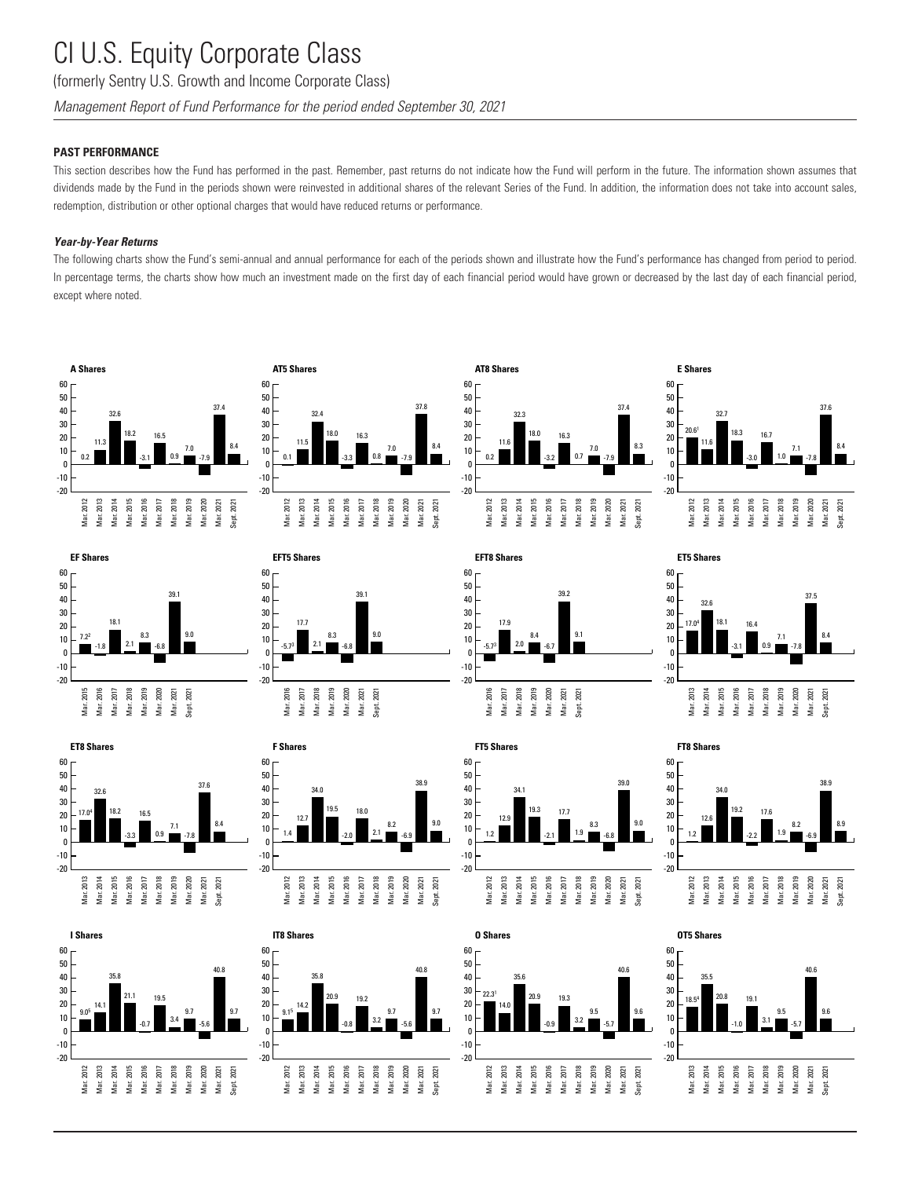# CI U.S. Equity Corporate Class

(formerly Sentry U.S. Growth and Income Corporate Class)

*Management Report of Fund Performance for the period ended September 30, 2021*

## PAST PERFORMANCE

This section describes how the Fund has performed in the past. Remember, past returns do not indicate how the Fund will perform in the future. The information shown assumes that dividends made by the Fund in the periods shown were reinvested in additional shares of the relevant Series of the Fund. In addition, the information does not take into account sales, redemption, distribution or other optional charges that would have reduced returns or performance.

### *Year-by-Year Returns*

The following charts show the Fund's semi-annual and annual performance for each of the periods shown and illustrate how the Fund's performance has changed from period to period. In percentage terms, the charts show how much an investment made on the first day of each financial period would have grown or decreased by the last day of each financial period, except where noted.

| Series | Mar. 2012 | Mar. 2013 | Mar. 2014 | Mar. 2015 | Mar. 2016 | Mar. 2017 | Mar. 2018 | Mar. 2019 | Mar. 2020 | Mar. 2021 | Sept. 2021 |
|---|---|---|---|---|---|---|---|---|---|---|---|
| A Shares | 0.2 | 11.3 | 32.6 | 18.2 | -3.1 | 16.5 | 0.9 | 7.0 | -7.9 | 37.4 | 8.4 |
| AT5 Shares | 0.1 | 11.5 | 32.4 | 18.0 | -3.3 | 16.3 | 0.8 | 7.0 | -7.9 | 37.8 | 8.4 |
| AT8 Shares | 0.2 | 11.6 | 32.3 | 18.0 | -3.2 | 16.3 | 0.7 | 7.0 | -7.9 | 37.4 | 8.3 |
| E Shares | 20.6[1] | 11.6 | 32.7 | 18.3 | -3.0 | 16.7 | 1.0 | 7.1 | -7.8 | 37.6 | 8.4 |
| EF Shares | | | | 7.2[2] | -1.8 | 18.1 | 2.1 | 8.3 | -6.8 | 39.1 | 9.0 |
| EFT5 Shares | | | | | -5.7[3] | 17.7 | 2.1 | 8.3 | -6.8 | 39.1 | 9.0 |
| EFT8 Shares | | | | | -5.7[3] | 17.9 | 2.0 | 8.4 | -6.7 | 39.2 | 9.1 |
| ET5 Shares | | 17.0[4] | 32.6 | 18.1 | -3.1 | 16.4 | 0.9 | 7.1 | -7.8 | 37.5 | 8.4 |
| ET8 Shares | | 17.0[4] | 32.6 | 18.2 | -3.3 | 16.5 | 0.9 | 7.1 | -7.8 | 37.6 | 8.4 |
| F Shares | 1.4 | 12.7 | 34.0 | 19.5 | -2.0 | 18.0 | 2.1 | 8.2 | -6.9 | 38.9 | 9.0 |
| FT5 Shares | 1.2 | 12.9 | 34.1 | 19.3 | -2.1 | 17.7 | 1.9 | 8.3 | -6.8 | 39.0 | 9.0 |
| FT8 Shares | 1.2 | 12.6 | 34.0 | 19.2 | -2.2 | 17.6 | 1.9 | 8.2 | -6.9 | 38.9 | 8.9 |
| I Shares | 9.0[5] | 14.1 | 35.8 | 21.1 | -0.7 | 19.5 | 3.4 | 9.7 | -5.6 | 40.8 | 9.7 |
| IT8 Shares | 9.1[5] | 14.2 | 35.8 | 20.9 | -0.8 | 19.2 | 3.2 | 9.7 | -5.6 | 40.8 | 9.7 |
| O Shares | 22.3[1] | 14.0 | 35.6 | 20.9 | -0.9 | 19.3 | 3.2 | 9.5 | -5.7 | 40.6 | 9.6 |
| OT5 Shares | | 18.5[4] | 35.5 | 20.8 | -1.0 | 19.1 | 3.1 | 9.5 | -5.7 | 40.6 | 9.6 |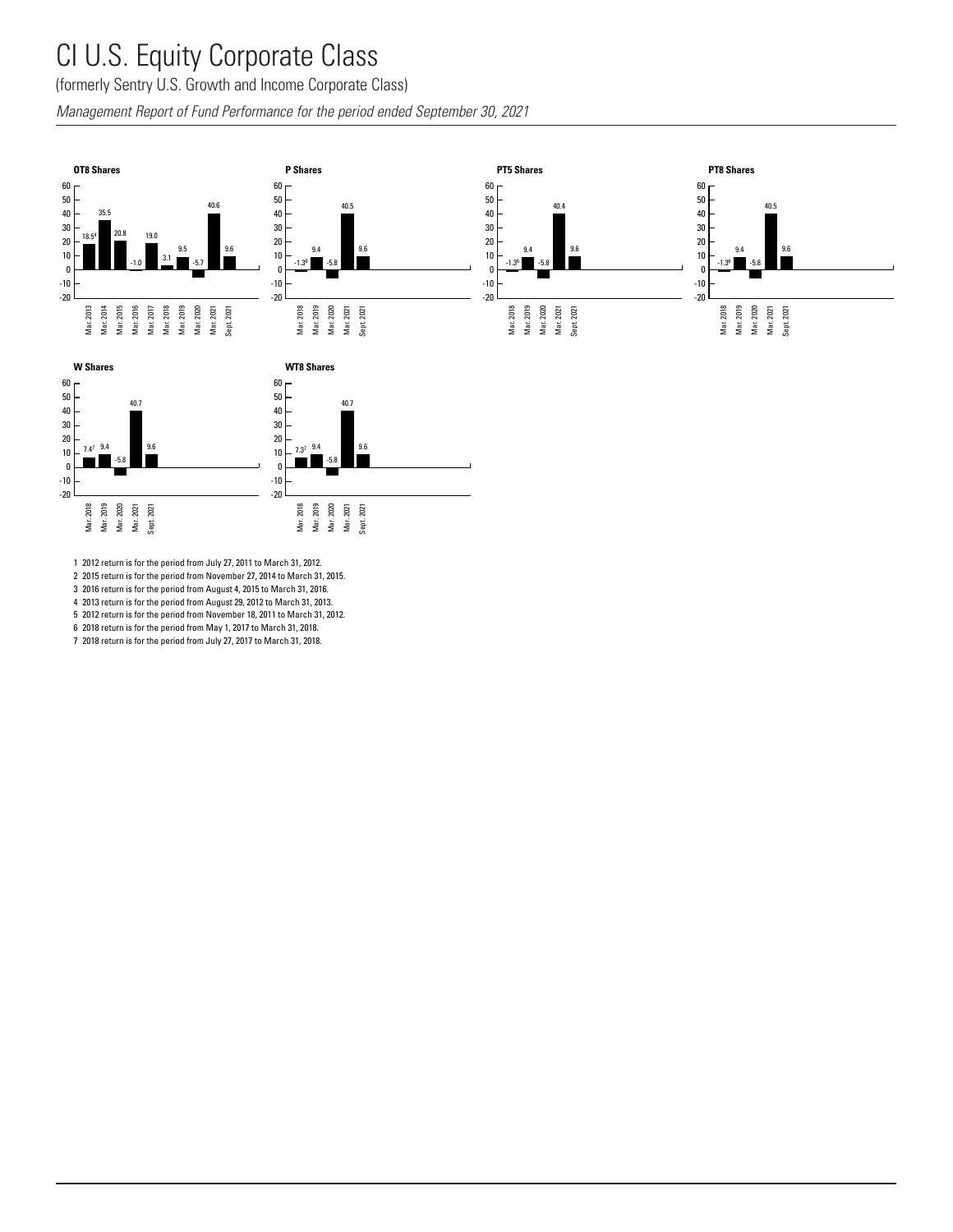# CI U.S. Equity Corporate Class

(formerly Sentry U.S. Growth and Income Corporate Class)

*Management Report of Fund Performance for the period ended September 30, 2021*

**OT8 Shares**

| Mar. 2013 | Mar. 2014 | Mar. 2015 | Mar. 2016 | Mar. 2017 | Mar. 2018 | Mar. 2019 | Mar. 2020 | Mar. 2021 | Sept. 2021 |
|---|---|---|---|---|---|---|---|---|---|
| 18.5[4] | 35.5 | 20.8 | -1.0 | 19.0 | 3.1 | 9.5 | -5.7 | 40.6 | 9.6 |

**P Shares**

| Mar. 2018 | Mar. 2019 | Mar. 2020 | Mar. 2021 | Sept. 2021 |
|---|---|---|---|---|
| -1.3[6] | 9.4 | -5.8 | 40.5 | 9.6 |

**PT5 Shares**

| Mar. 2018 | Mar. 2019 | Mar. 2020 | Mar. 2021 | Sept. 2021 |
|---|---|---|---|---|
| -1.3[6] | 9.4 | -5.8 | 40.4 | 9.6 |

**PT8 Shares**

| Mar. 2018 | Mar. 2019 | Mar. 2020 | Mar. 2021 | Sept. 2021 |
|---|---|---|---|---|
| -1.3[6] | 9.4 | -5.8 | 40.5 | 9.6 |

**W Shares**

| Mar. 2018 | Mar. 2019 | Mar. 2020 | Mar. 2021 | Sept. 2021 |
|---|---|---|---|---|
| 7.4[7] | 9.4 | -5.8 | 40.7 | 9.6 |

**WT8 Shares**

| Mar. 2018 | Mar. 2019 | Mar. 2020 | Mar. 2021 | Sept. 2021 |
|---|---|---|---|---|
| 7.3[7] | 9.4 | -5.8 | 40.7 | 9.6 |

1 2012 return is for the period from July 27, 2011 to March 31, 2012.
2 2015 return is for the period from November 27, 2014 to March 31, 2015.
3 2016 return is for the period from August 4, 2015 to March 31, 2016.
4 2013 return is for the period from August 29, 2012 to March 31, 2013.
5 2012 return is for the period from November 18, 2011 to March 31, 2012.
6 2018 return is for the period from May 1, 2017 to March 31, 2018.
7 2018 return is for the period from July 27, 2017 to March 31, 2018.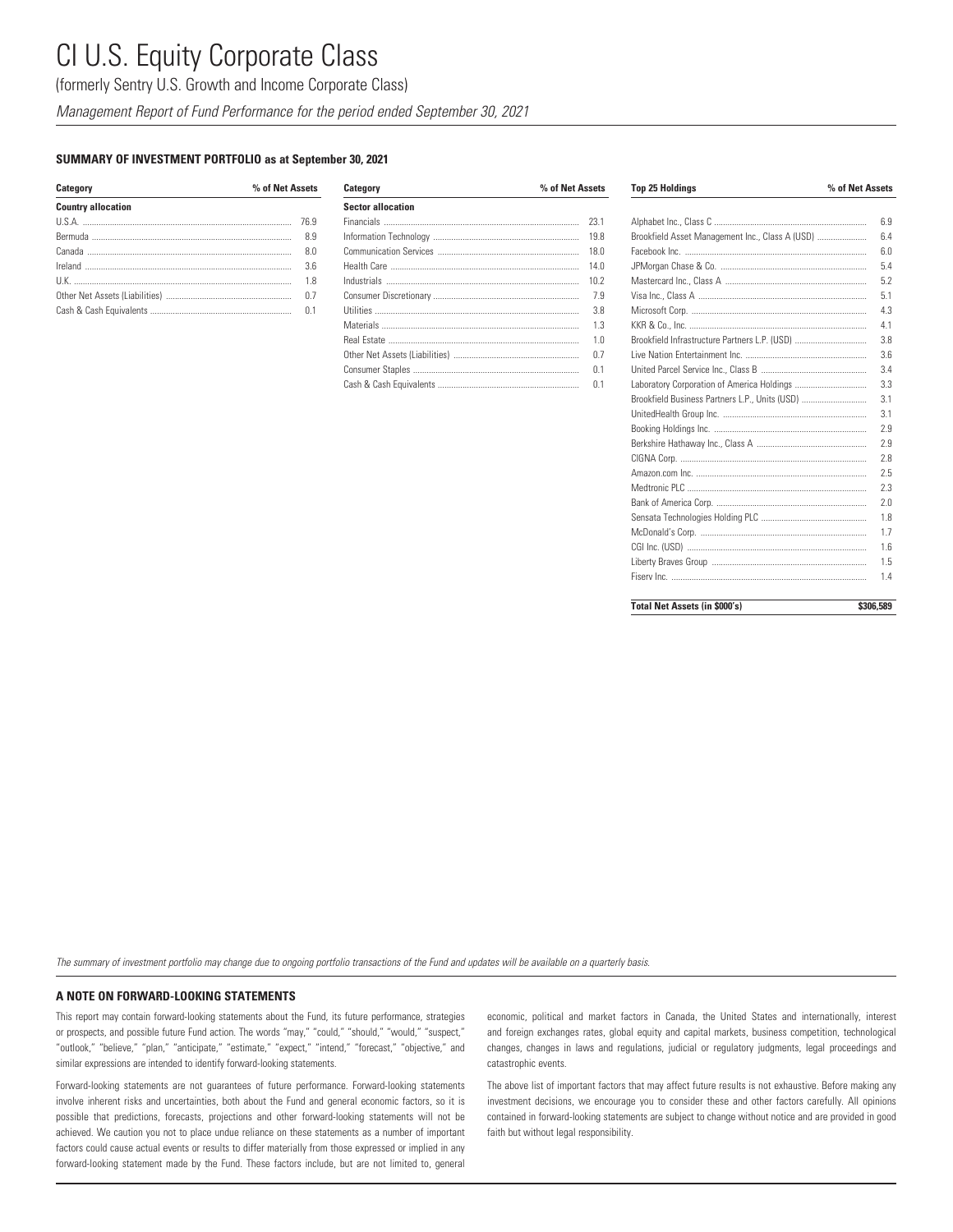# CI U.S. Equity Corporate Class

(formerly Sentry U.S. Growth and Income Corporate Class)

*Management Report of Fund Performance for the period ended September 30, 2021*

## SUMMARY OF INVESTMENT PORTFOLIO as at September 30, 2021

| Category | % of Net Assets |
|---|---|
| **Country allocation** | |
| U.S.A. | 76.9 |
| Bermuda | 8.9 |
| Canada | 8.0 |
| Ireland | 3.6 |
| U.K. | 1.8 |
| Other Net Assets (Liabilities) | 0.7 |
| Cash & Cash Equivalents | 0.1 |

| Category | % of Net Assets |
|---|---|
| **Sector allocation** | |
| Financials | 23.1 |
| Information Technology | 19.8 |
| Communication Services | 18.0 |
| Health Care | 14.0 |
| Industrials | 10.2 |
| Consumer Discretionary | 7.9 |
| Utilities | 3.8 |
| Materials | 1.3 |
| Real Estate | 1.0 |
| Other Net Assets (Liabilities) | 0.7 |
| Consumer Staples | 0.1 |
| Cash & Cash Equivalents | 0.1 |

| Top 25 Holdings | % of Net Assets |
|---|---|
| Alphabet Inc., Class C | 6.9 |
| Brookfield Asset Management Inc., Class A (USD) | 6.4 |
| Facebook Inc. | 6.0 |
| JPMorgan Chase & Co. | 5.4 |
| Mastercard Inc., Class A | 5.2 |
| Visa Inc., Class A | 5.1 |
| Microsoft Corp. | 4.3 |
| KKR & Co., Inc. | 4.1 |
| Brookfield Infrastructure Partners L.P. (USD) | 3.8 |
| Live Nation Entertainment Inc. | 3.6 |
| United Parcel Service Inc., Class B | 3.4 |
| Laboratory Corporation of America Holdings | 3.3 |
| Brookfield Business Partners L.P., Units (USD) | 3.1 |
| UnitedHealth Group Inc. | 3.1 |
| Booking Holdings Inc. | 2.9 |
| Berkshire Hathaway Inc., Class A | 2.9 |
| CIGNA Corp. | 2.8 |
| Amazon.com Inc. | 2.5 |
| Medtronic PLC | 2.3 |
| Bank of America Corp. | 2.0 |
| Sensata Technologies Holding PLC | 1.8 |
| McDonald's Corp. | 1.7 |
| CGI Inc. (USD) | 1.6 |
| Liberty Braves Group | 1.5 |
| Fiserv Inc. | 1.4 |
| **Total Net Assets (in $000's)** | **$306,589** |

*The summary of investment portfolio may change due to ongoing portfolio transactions of the Fund and updates will be available on a quarterly basis.*

## A NOTE ON FORWARD-LOOKING STATEMENTS

This report may contain forward-looking statements about the Fund, its future performance, strategies or prospects, and possible future Fund action. The words "may," "could," "should," "would," "suspect," "outlook," "believe," "plan," "anticipate," "estimate," "expect," "intend," "forecast," "objective," and similar expressions are intended to identify forward-looking statements.

Forward-looking statements are not guarantees of future performance. Forward-looking statements involve inherent risks and uncertainties, both about the Fund and general economic factors, so it is possible that predictions, forecasts, projections and other forward-looking statements will not be achieved. We caution you not to place undue reliance on these statements as a number of important factors could cause actual events or results to differ materially from those expressed or implied in any forward-looking statement made by the Fund. These factors include, but are not limited to, general economic, political and market factors in Canada, the United States and internationally, interest and foreign exchanges rates, global equity and capital markets, business competition, technological changes, changes in laws and regulations, judicial or regulatory judgments, legal proceedings and catastrophic events.

The above list of important factors that may affect future results is not exhaustive. Before making any investment decisions, we encourage you to consider these and other factors carefully. All opinions contained in forward-looking statements are subject to change without notice and are provided in good faith but without legal responsibility.